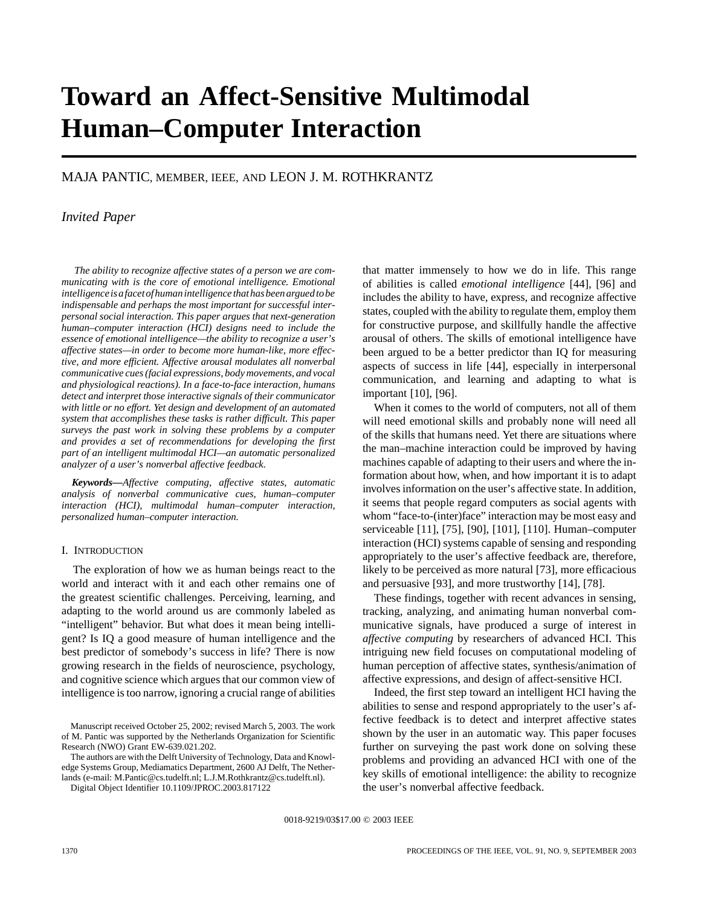# Toward an Affect-Sensitive Multimodal Human–Computer Interaction

MAJA PANTIC, MEMBER, IEEE, AND LEON J. M. ROTHKRANTZ

*Invited Paper*

*The ability to recognize affective states of a person we are communicating with is the core of emotional intelligence. Emotional intelligence is a facet of human intelligence that has been argued to be indispensable and perhaps the most important for successful interpersonal social interaction. This paper argues that next-generation human–computer interaction (HCI) designs need to include the essence of emotional intelligence—the ability to recognize a user's affective states—in order to become more human-like, more effective, and more efficient. Affective arousal modulates all nonverbal communicative cues (facial expressions, body movements, and vocal and physiological reactions). In a face-to-face interaction, humans detect and interpret those interactive signals of their communicator with little or no effort. Yet design and development of an automated system that accomplishes these tasks is rather difficult. This paper surveys the past work in solving these problems by a computer and provides a set of recommendations for developing the first part of an intelligent multimodal HCI—an automatic personalized analyzer of a user's nonverbal affective feedback.*

***Keywords***—*Affective computing, affective states, automatic analysis of nonverbal communicative cues, human–computer interaction (HCI), multimodal human–computer interaction, personalized human–computer interaction.*

## I. INTRODUCTION

The exploration of how we as human beings react to the world and interact with it and each other remains one of the greatest scientific challenges. Perceiving, learning, and adapting to the world around us are commonly labeled as "intelligent" behavior. But what does it mean being intelligent? Is IQ a good measure of human intelligence and the best predictor of somebody's success in life? There is now growing research in the fields of neuroscience, psychology, and cognitive science which argues that our common view of intelligence is too narrow, ignoring a crucial range of abilities that matter immensely to how we do in life. This range of abilities is called *emotional intelligence* [44], [96] and includes the ability to have, express, and recognize affective states, coupled with the ability to regulate them, employ them for constructive purpose, and skillfully handle the affective arousal of others. The skills of emotional intelligence have been argued to be a better predictor than IQ for measuring aspects of success in life [44], especially in interpersonal communication, and learning and adapting to what is important [10], [96].

When it comes to the world of computers, not all of them will need emotional skills and probably none will need all of the skills that humans need. Yet there are situations where the man–machine interaction could be improved by having machines capable of adapting to their users and where the information about how, when, and how important it is to adapt involves information on the user's affective state. In addition, it seems that people regard computers as social agents with whom "face-to-(inter)face" interaction may be most easy and serviceable [11], [75], [90], [101], [110]. Human–computer interaction (HCI) systems capable of sensing and responding appropriately to the user's affective feedback are, therefore, likely to be perceived as more natural [73], more efficacious and persuasive [93], and more trustworthy [14], [78].

These findings, together with recent advances in sensing, tracking, analyzing, and animating human nonverbal communicative signals, have produced a surge of interest in *affective computing* by researchers of advanced HCI. This intriguing new field focuses on computational modeling of human perception of affective states, synthesis/animation of affective expressions, and design of affect-sensitive HCI.

Indeed, the first step toward an intelligent HCI having the abilities to sense and respond appropriately to the user's affective feedback is to detect and interpret affective states shown by the user in an automatic way. This paper focuses further on surveying the past work done on solving these problems and providing an advanced HCI with one of the key skills of emotional intelligence: the ability to recognize the user's nonverbal affective feedback.

Manuscript received October 25, 2002; revised March 5, 2003. The work of M. Pantic was supported by the Netherlands Organization for Scientific Research (NWO) Grant EW-639.021.202.

The authors are with the Delft University of Technology, Data and Knowledge Systems Group, Mediamatics Department, 2600 AJ Delft, The Netherlands (e-mail: M.Pantic@cs.tudelft.nl; L.J.M.Rothkrantz@cs.tudelft.nl).

Digital Object Identifier 10.1109/JPROC.2003.817122

0018-9219/03$17.00 © 2003 IEEE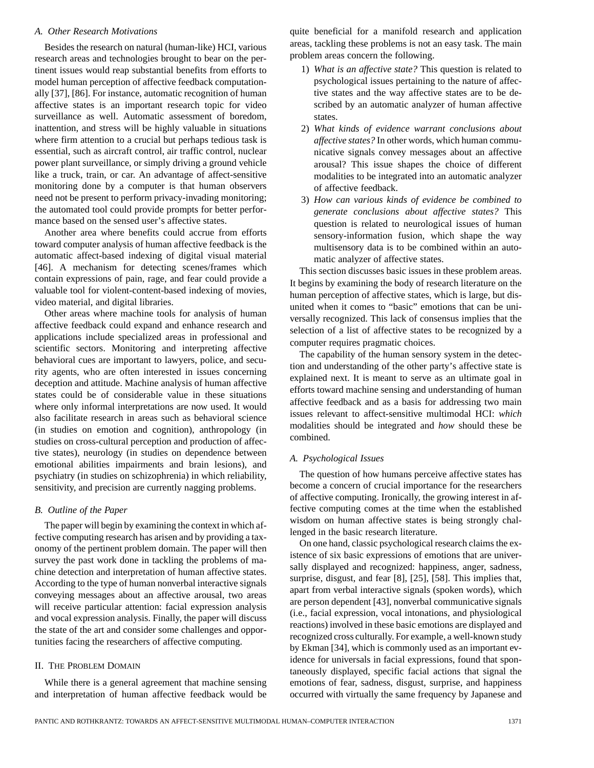### A. Other Research Motivations

Besides the research on natural (human-like) HCI, various research areas and technologies brought to bear on the pertinent issues would reap substantial benefits from efforts to model human perception of affective feedback computationally [37], [86]. For instance, automatic recognition of human affective states is an important research topic for video surveillance as well. Automatic assessment of boredom, inattention, and stress will be highly valuable in situations where firm attention to a crucial but perhaps tedious task is essential, such as aircraft control, air traffic control, nuclear power plant surveillance, or simply driving a ground vehicle like a truck, train, or car. An advantage of affect-sensitive monitoring done by a computer is that human observers need not be present to perform privacy-invading monitoring; the automated tool could provide prompts for better performance based on the sensed user's affective states.

Another area where benefits could accrue from efforts toward computer analysis of human affective feedback is the automatic affect-based indexing of digital visual material [46]. A mechanism for detecting scenes/frames which contain expressions of pain, rage, and fear could provide a valuable tool for violent-content-based indexing of movies, video material, and digital libraries.

Other areas where machine tools for analysis of human affective feedback could expand and enhance research and applications include specialized areas in professional and scientific sectors. Monitoring and interpreting affective behavioral cues are important to lawyers, police, and security agents, who are often interested in issues concerning deception and attitude. Machine analysis of human affective states could be of considerable value in these situations where only informal interpretations are now used. It would also facilitate research in areas such as behavioral science (in studies on emotion and cognition), anthropology (in studies on cross-cultural perception and production of affective states), neurology (in studies on dependence between emotional abilities impairments and brain lesions), and psychiatry (in studies on schizophrenia) in which reliability, sensitivity, and precision are currently nagging problems.

### B. Outline of the Paper

The paper will begin by examining the context in which affective computing research has arisen and by providing a taxonomy of the pertinent problem domain. The paper will then survey the past work done in tackling the problems of machine detection and interpretation of human affective states. According to the type of human nonverbal interactive signals conveying messages about an affective arousal, two areas will receive particular attention: facial expression analysis and vocal expression analysis. Finally, the paper will discuss the state of the art and consider some challenges and opportunities facing the researchers of affective computing.

## II. The Problem Domain

While there is a general agreement that machine sensing and interpretation of human affective feedback would be quite beneficial for a manifold research and application areas, tackling these problems is not an easy task. The main problem areas concern the following.

1) *What is an affective state?* This question is related to psychological issues pertaining to the nature of affective states and the way affective states are to be described by an automatic analyzer of human affective states.
2) *What kinds of evidence warrant conclusions about affective states?* In other words, which human communicative signals convey messages about an affective arousal? This issue shapes the choice of different modalities to be integrated into an automatic analyzer of affective feedback.
3) *How can various kinds of evidence be combined to generate conclusions about affective states?* This question is related to neurological issues of human sensory-information fusion, which shape the way multisensory data is to be combined within an automatic analyzer of affective states.

This section discusses basic issues in these problem areas. It begins by examining the body of research literature on the human perception of affective states, which is large, but disunited when it comes to "basic" emotions that can be universally recognized. This lack of consensus implies that the selection of a list of affective states to be recognized by a computer requires pragmatic choices.

The capability of the human sensory system in the detection and understanding of the other party's affective state is explained next. It is meant to serve as an ultimate goal in efforts toward machine sensing and understanding of human affective feedback and as a basis for addressing two main issues relevant to affect-sensitive multimodal HCI: *which* modalities should be integrated and *how* should these be combined.

### A. Psychological Issues

The question of how humans perceive affective states has become a concern of crucial importance for the researchers of affective computing. Ironically, the growing interest in affective computing comes at the time when the established wisdom on human affective states is being strongly challenged in the basic research literature.

On one hand, classic psychological research claims the existence of six basic expressions of emotions that are universally displayed and recognized: happiness, anger, sadness, surprise, disgust, and fear [8], [25], [58]. This implies that, apart from verbal interactive signals (spoken words), which are person dependent [43], nonverbal communicative signals (i.e., facial expression, vocal intonations, and physiological reactions) involved in these basic emotions are displayed and recognized cross culturally. For example, a well-known study by Ekman [34], which is commonly used as an important evidence for universals in facial expressions, found that spontaneously displayed, specific facial actions that signal the emotions of fear, sadness, disgust, surprise, and happiness occurred with virtually the same frequency by Japanese and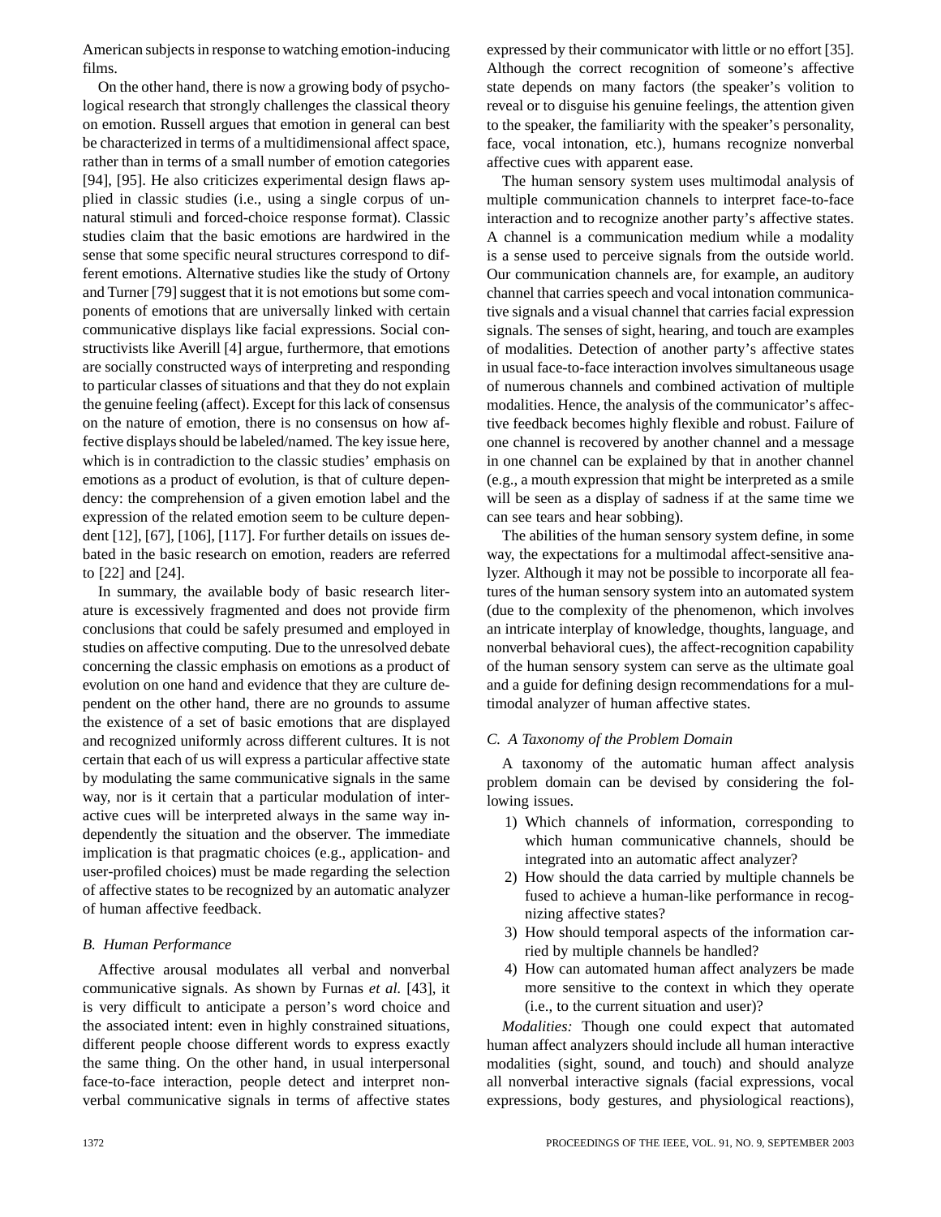American subjects in response to watching emotion-inducing films.

On the other hand, there is now a growing body of psychological research that strongly challenges the classical theory on emotion. Russell argues that emotion in general can best be characterized in terms of a multidimensional affect space, rather than in terms of a small number of emotion categories [94], [95]. He also criticizes experimental design flaws applied in classic studies (i.e., using a single corpus of unnatural stimuli and forced-choice response format). Classic studies claim that the basic emotions are hardwired in the sense that some specific neural structures correspond to different emotions. Alternative studies like the study of Ortony and Turner [79] suggest that it is not emotions but some components of emotions that are universally linked with certain communicative displays like facial expressions. Social constructivists like Averill [4] argue, furthermore, that emotions are socially constructed ways of interpreting and responding to particular classes of situations and that they do not explain the genuine feeling (affect). Except for this lack of consensus on the nature of emotion, there is no consensus on how affective displays should be labeled/named. The key issue here, which is in contradiction to the classic studies' emphasis on emotions as a product of evolution, is that of culture dependency: the comprehension of a given emotion label and the expression of the related emotion seem to be culture dependent [12], [67], [106], [117]. For further details on issues debated in the basic research on emotion, readers are referred to [22] and [24].

In summary, the available body of basic research literature is excessively fragmented and does not provide firm conclusions that could be safely presumed and employed in studies on affective computing. Due to the unresolved debate concerning the classic emphasis on emotions as a product of evolution on one hand and evidence that they are culture dependent on the other hand, there are no grounds to assume the existence of a set of basic emotions that are displayed and recognized uniformly across different cultures. It is not certain that each of us will express a particular affective state by modulating the same communicative signals in the same way, nor is it certain that a particular modulation of interactive cues will be interpreted always in the same way independently the situation and the observer. The immediate implication is that pragmatic choices (e.g., application- and user-profiled choices) must be made regarding the selection of affective states to be recognized by an automatic analyzer of human affective feedback.

### *B. Human Performance*

Affective arousal modulates all verbal and nonverbal communicative signals. As shown by Furnas *et al.* [43], it is very difficult to anticipate a person's word choice and the associated intent: even in highly constrained situations, different people choose different words to express exactly the same thing. On the other hand, in usual interpersonal face-to-face interaction, people detect and interpret nonverbal communicative signals in terms of affective states expressed by their communicator with little or no effort [35]. Although the correct recognition of someone's affective state depends on many factors (the speaker's volition to reveal or to disguise his genuine feelings, the attention given to the speaker, the familiarity with the speaker's personality, face, vocal intonation, etc.), humans recognize nonverbal affective cues with apparent ease.

The human sensory system uses multimodal analysis of multiple communication channels to interpret face-to-face interaction and to recognize another party's affective states. A channel is a communication medium while a modality is a sense used to perceive signals from the outside world. Our communication channels are, for example, an auditory channel that carries speech and vocal intonation communicative signals and a visual channel that carries facial expression signals. The senses of sight, hearing, and touch are examples of modalities. Detection of another party's affective states in usual face-to-face interaction involves simultaneous usage of numerous channels and combined activation of multiple modalities. Hence, the analysis of the communicator's affective feedback becomes highly flexible and robust. Failure of one channel is recovered by another channel and a message in one channel can be explained by that in another channel (e.g., a mouth expression that might be interpreted as a smile will be seen as a display of sadness if at the same time we can see tears and hear sobbing).

The abilities of the human sensory system define, in some way, the expectations for a multimodal affect-sensitive analyzer. Although it may not be possible to incorporate all features of the human sensory system into an automated system (due to the complexity of the phenomenon, which involves an intricate interplay of knowledge, thoughts, language, and nonverbal behavioral cues), the affect-recognition capability of the human sensory system can serve as the ultimate goal and a guide for defining design recommendations for a multimodal analyzer of human affective states.

### *C. A Taxonomy of the Problem Domain*

A taxonomy of the automatic human affect analysis problem domain can be devised by considering the following issues.

1) Which channels of information, corresponding to which human communicative channels, should be integrated into an automatic affect analyzer?
2) How should the data carried by multiple channels be fused to achieve a human-like performance in recognizing affective states?
3) How should temporal aspects of the information carried by multiple channels be handled?
4) How can automated human affect analyzers be made more sensitive to the context in which they operate (i.e., to the current situation and user)?

*Modalities:* Though one could expect that automated human affect analyzers should include all human interactive modalities (sight, sound, and touch) and should analyze all nonverbal interactive signals (facial expressions, vocal expressions, body gestures, and physiological reactions),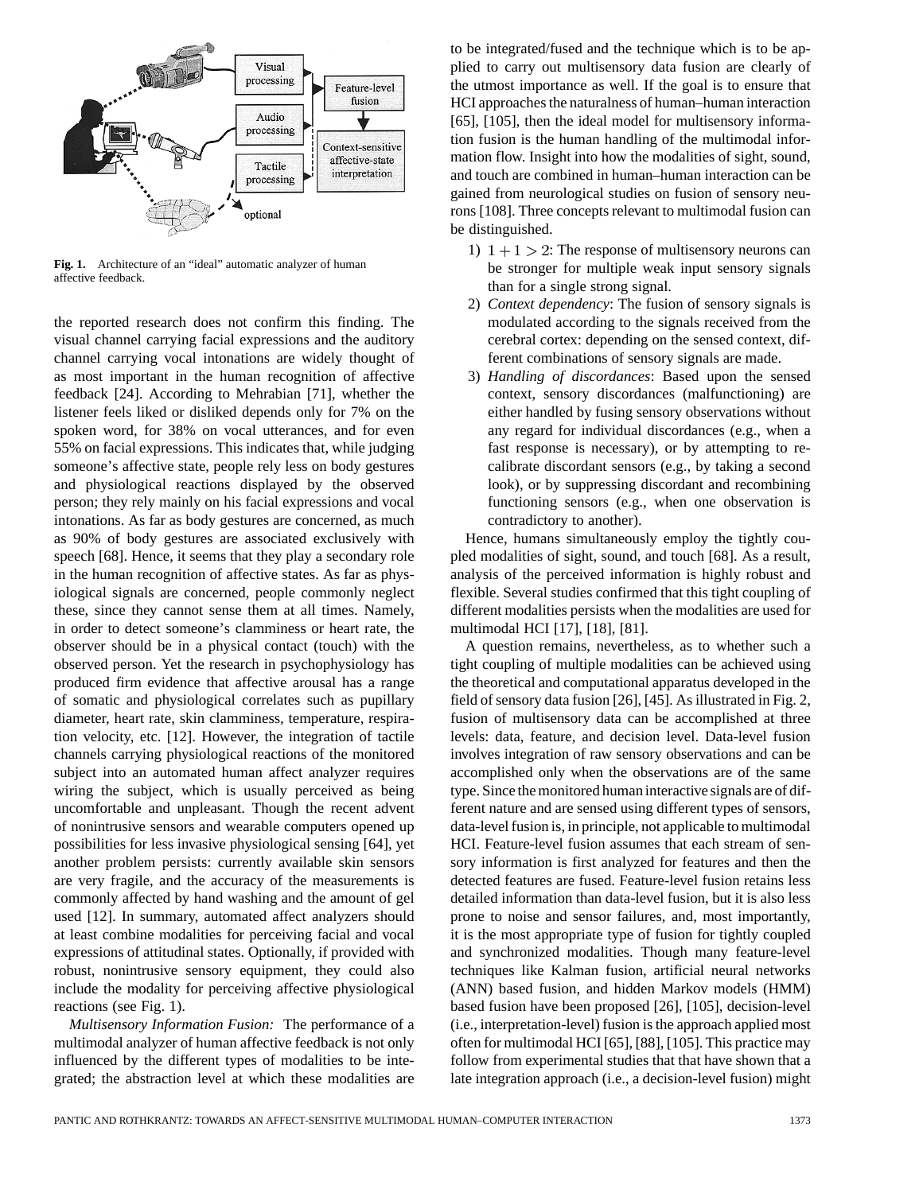Fig. 1. Architecture of an "ideal" automatic analyzer of human affective feedback.

the reported research does not confirm this finding. The visual channel carrying facial expressions and the auditory channel carrying vocal intonations are widely thought of as most important in the human recognition of affective feedback [24]. According to Mehrabian [71], whether the listener feels liked or disliked depends only for 7% on the spoken word, for 38% on vocal utterances, and for even 55% on facial expressions. This indicates that, while judging someone's affective state, people rely less on body gestures and physiological reactions displayed by the observed person; they rely mainly on his facial expressions and vocal intonations. As far as body gestures are concerned, as much as 90% of body gestures are associated exclusively with speech [68]. Hence, it seems that they play a secondary role in the human recognition of affective states. As far as physiological signals are concerned, people commonly neglect these, since they cannot sense them at all times. Namely, in order to detect someone's clamminess or heart rate, the observer should be in a physical contact (touch) with the observed person. Yet the research in psychophysiology has produced firm evidence that affective arousal has a range of somatic and physiological correlates such as pupillary diameter, heart rate, skin clamminess, temperature, respiration velocity, etc. [12]. However, the integration of tactile channels carrying physiological reactions of the monitored subject into an automated human affect analyzer requires wiring the subject, which is usually perceived as being uncomfortable and unpleasant. Though the recent advent of nonintrusive sensors and wearable computers opened up possibilities for less invasive physiological sensing [64], yet another problem persists: currently available skin sensors are very fragile, and the accuracy of the measurements is commonly affected by hand washing and the amount of gel used [12]. In summary, automated affect analyzers should at least combine modalities for perceiving facial and vocal expressions of attitudinal states. Optionally, if provided with robust, nonintrusive sensory equipment, they could also include the modality for perceiving affective physiological reactions (see Fig. 1).

*Multisensory Information Fusion:* The performance of a multimodal analyzer of human affective feedback is not only influenced by the different types of modalities to be integrated; the abstraction level at which these modalities are to be integrated/fused and the technique which is to be applied to carry out multisensory data fusion are clearly of the utmost importance as well. If the goal is to ensure that HCI approaches the naturalness of human–human interaction [65], [105], then the ideal model for multisensory information fusion is the human handling of the multimodal information flow. Insight into how the modalities of sight, sound, and touch are combined in human–human interaction can be gained from neurological studies on fusion of sensory neurons [108]. Three concepts relevant to multimodal fusion can be distinguished.

1) $1+1>2$: The response of multisensory neurons can be stronger for multiple weak input sensory signals than for a single strong signal.
2) *Context dependency*: The fusion of sensory signals is modulated according to the signals received from the cerebral cortex: depending on the sensed context, different combinations of sensory signals are made.
3) *Handling of discordances*: Based upon the sensed context, sensory discordances (malfunctioning) are either handled by fusing sensory observations without any regard for individual discordances (e.g., when a fast response is necessary), or by attempting to recalibrate discordant sensors (e.g., by taking a second look), or by suppressing discordant and recombining functioning sensors (e.g., when one observation is contradictory to another).

Hence, humans simultaneously employ the tightly coupled modalities of sight, sound, and touch [68]. As a result, analysis of the perceived information is highly robust and flexible. Several studies confirmed that this tight coupling of different modalities persists when the modalities are used for multimodal HCI [17], [18], [81].

A question remains, nevertheless, as to whether such a tight coupling of multiple modalities can be achieved using the theoretical and computational apparatus developed in the field of sensory data fusion [26], [45]. As illustrated in Fig. 2, fusion of multisensory data can be accomplished at three levels: data, feature, and decision level. Data-level fusion involves integration of raw sensory observations and can be accomplished only when the observations are of the same type. Since the monitored human interactive signals are of different nature and are sensed using different types of sensors, data-level fusion is, in principle, not applicable to multimodal HCI. Feature-level fusion assumes that each stream of sensory information is first analyzed for features and then the detected features are fused. Feature-level fusion retains less detailed information than data-level fusion, but it is also less prone to noise and sensor failures, and, most importantly, it is the most appropriate type of fusion for tightly coupled and synchronized modalities. Though many feature-level techniques like Kalman fusion, artificial neural networks (ANN) based fusion, and hidden Markov models (HMM) based fusion have been proposed [26], [105], decision-level (i.e., interpretation-level) fusion is the approach applied most often for multimodal HCI [65], [88], [105]. This practice may follow from experimental studies that that have shown that a late integration approach (i.e., a decision-level fusion) might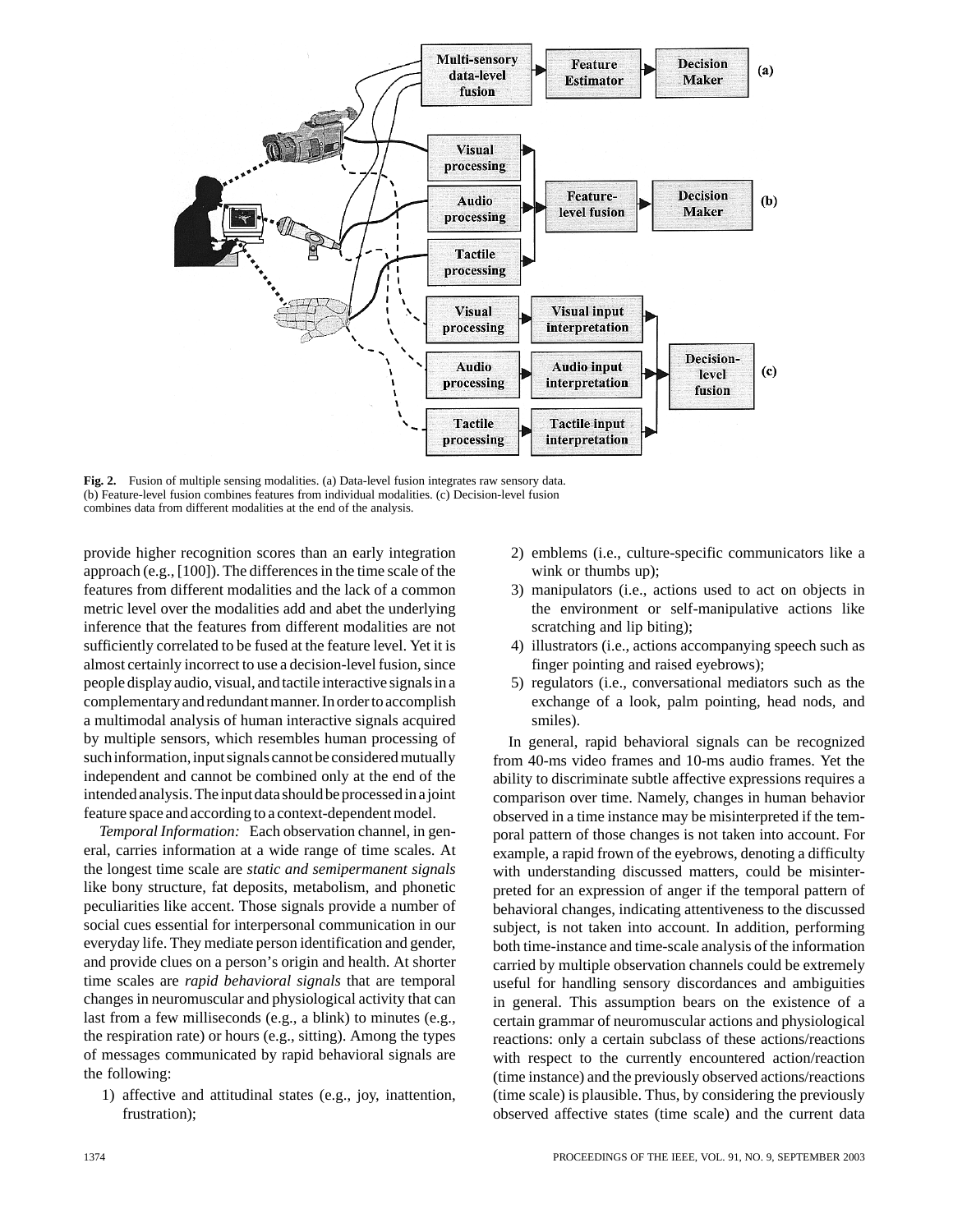**Fig. 2.** Fusion of multiple sensing modalities. (a) Data-level fusion integrates raw sensory data. (b) Feature-level fusion combines features from individual modalities. (c) Decision-level fusion combines data from different modalities at the end of the analysis.

provide higher recognition scores than an early integration approach (e.g., [100]). The differences in the time scale of the features from different modalities and the lack of a common metric level over the modalities add and abet the underlying inference that the features from different modalities are not sufficiently correlated to be fused at the feature level. Yet it is almost certainly incorrect to use a decision-level fusion, since people display audio, visual, and tactile interactive signals in a complementary and redundant manner. In order to accomplish a multimodal analysis of human interactive signals acquired by multiple sensors, which resembles human processing of such information, input signals cannot be considered mutually independent and cannot be combined only at the end of the intended analysis. The input data should be processed in a joint feature space and according to a context-dependent model.

*Temporal Information:* Each observation channel, in general, carries information at a wide range of time scales. At the longest time scale are *static and semipermanent signals* like bony structure, fat deposits, metabolism, and phonetic peculiarities like accent. Those signals provide a number of social cues essential for interpersonal communication in our everyday life. They mediate person identification and gender, and provide clues on a person's origin and health. At shorter time scales are *rapid behavioral signals* that are temporal changes in neuromuscular and physiological activity that can last from a few milliseconds (e.g., a blink) to minutes (e.g., the respiration rate) or hours (e.g., sitting). Among the types of messages communicated by rapid behavioral signals are the following:

1) affective and attitudinal states (e.g., joy, inattention, frustration);
2) emblems (i.e., culture-specific communicators like a wink or thumbs up);
3) manipulators (i.e., actions used to act on objects in the environment or self-manipulative actions like scratching and lip biting);
4) illustrators (i.e., actions accompanying speech such as finger pointing and raised eyebrows);
5) regulators (i.e., conversational mediators such as the exchange of a look, palm pointing, head nods, and smiles).

In general, rapid behavioral signals can be recognized from 40-ms video frames and 10-ms audio frames. Yet the ability to discriminate subtle affective expressions requires a comparison over time. Namely, changes in human behavior observed in a time instance may be misinterpreted if the temporal pattern of those changes is not taken into account. For example, a rapid frown of the eyebrows, denoting a difficulty with understanding discussed matters, could be misinterpreted for an expression of anger if the temporal pattern of behavioral changes, indicating attentiveness to the discussed subject, is not taken into account. In addition, performing both time-instance and time-scale analysis of the information carried by multiple observation channels could be extremely useful for handling sensory discordances and ambiguities in general. This assumption bears on the existence of a certain grammar of neuromuscular actions and physiological reactions: only a certain subclass of these actions/reactions with respect to the currently encountered action/reaction (time instance) and the previously observed actions/reactions (time scale) is plausible. Thus, by considering the previously observed affective states (time scale) and the current data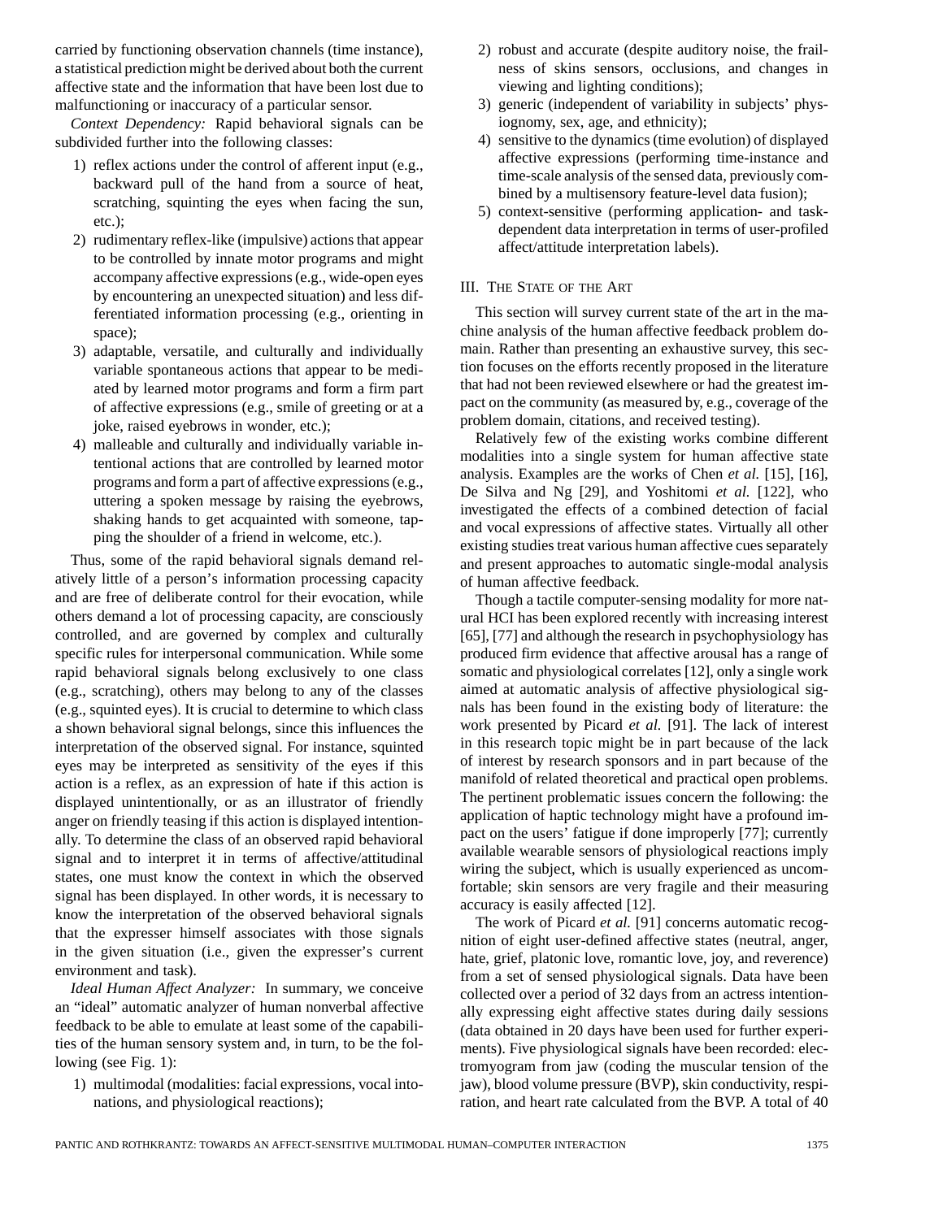carried by functioning observation channels (time instance), a statistical prediction might be derived about both the current affective state and the information that have been lost due to malfunctioning or inaccuracy of a particular sensor.

*Context Dependency:* Rapid behavioral signals can be subdivided further into the following classes:

1) reflex actions under the control of afferent input (e.g., backward pull of the hand from a source of heat, scratching, squinting the eyes when facing the sun, etc.);
2) rudimentary reflex-like (impulsive) actions that appear to be controlled by innate motor programs and might accompany affective expressions (e.g., wide-open eyes by encountering an unexpected situation) and less differentiated information processing (e.g., orienting in space);
3) adaptable, versatile, and culturally and individually variable spontaneous actions that appear to be mediated by learned motor programs and form a firm part of affective expressions (e.g., smile of greeting or at a joke, raised eyebrows in wonder, etc.);
4) malleable and culturally and individually variable intentional actions that are controlled by learned motor programs and form a part of affective expressions (e.g., uttering a spoken message by raising the eyebrows, shaking hands to get acquainted with someone, tapping the shoulder of a friend in welcome, etc.).

Thus, some of the rapid behavioral signals demand relatively little of a person's information processing capacity and are free of deliberate control for their evocation, while others demand a lot of processing capacity, are consciously controlled, and are governed by complex and culturally specific rules for interpersonal communication. While some rapid behavioral signals belong exclusively to one class (e.g., scratching), others may belong to any of the classes (e.g., squinted eyes). It is crucial to determine to which class a shown behavioral signal belongs, since this influences the interpretation of the observed signal. For instance, squinted eyes may be interpreted as sensitivity of the eyes if this action is a reflex, as an expression of hate if this action is displayed unintentionally, or as an illustrator of friendly anger on friendly teasing if this action is displayed intentionally. To determine the class of an observed rapid behavioral signal and to interpret it in terms of affective/attitudinal states, one must know the context in which the observed signal has been displayed. In other words, it is necessary to know the interpretation of the observed behavioral signals that the expresser himself associates with those signals in the given situation (i.e., given the expresser's current environment and task).

*Ideal Human Affect Analyzer:* In summary, we conceive an "ideal" automatic analyzer of human nonverbal affective feedback to be able to emulate at least some of the capabilities of the human sensory system and, in turn, to be the following (see Fig. 1):

1) multimodal (modalities: facial expressions, vocal intonations, and physiological reactions);
2) robust and accurate (despite auditory noise, the frailness of skins sensors, occlusions, and changes in viewing and lighting conditions);
3) generic (independent of variability in subjects' physiognomy, sex, age, and ethnicity);
4) sensitive to the dynamics (time evolution) of displayed affective expressions (performing time-instance and time-scale analysis of the sensed data, previously combined by a multisensory feature-level data fusion);
5) context-sensitive (performing application- and task-dependent data interpretation in terms of user-profiled affect/attitude interpretation labels).

## III. The State of the Art

This section will survey current state of the art in the machine analysis of the human affective feedback problem domain. Rather than presenting an exhaustive survey, this section focuses on the efforts recently proposed in the literature that had not been reviewed elsewhere or had the greatest impact on the community (as measured by, e.g., coverage of the problem domain, citations, and received testing).

Relatively few of the existing works combine different modalities into a single system for human affective state analysis. Examples are the works of Chen *et al.* [15], [16], De Silva and Ng [29], and Yoshitomi *et al.* [122], who investigated the effects of a combined detection of facial and vocal expressions of affective states. Virtually all other existing studies treat various human affective cues separately and present approaches to automatic single-modal analysis of human affective feedback.

Though a tactile computer-sensing modality for more natural HCI has been explored recently with increasing interest [65], [77] and although the research in psychophysiology has produced firm evidence that affective arousal has a range of somatic and physiological correlates [12], only a single work aimed at automatic analysis of affective physiological signals has been found in the existing body of literature: the work presented by Picard *et al.* [91]. The lack of interest in this research topic might be in part because of the lack of interest by research sponsors and in part because of the manifold of related theoretical and practical open problems. The pertinent problematic issues concern the following: the application of haptic technology might have a profound impact on the users' fatigue if done improperly [77]; currently available wearable sensors of physiological reactions imply wiring the subject, which is usually experienced as uncomfortable; skin sensors are very fragile and their measuring accuracy is easily affected [12].

The work of Picard *et al.* [91] concerns automatic recognition of eight user-defined affective states (neutral, anger, hate, grief, platonic love, romantic love, joy, and reverence) from a set of sensed physiological signals. Data have been collected over a period of 32 days from an actress intentionally expressing eight affective states during daily sessions (data obtained in 20 days have been used for further experiments). Five physiological signals have been recorded: electromyogram from jaw (coding the muscular tension of the jaw), blood volume pressure (BVP), skin conductivity, respiration, and heart rate calculated from the BVP. A total of 40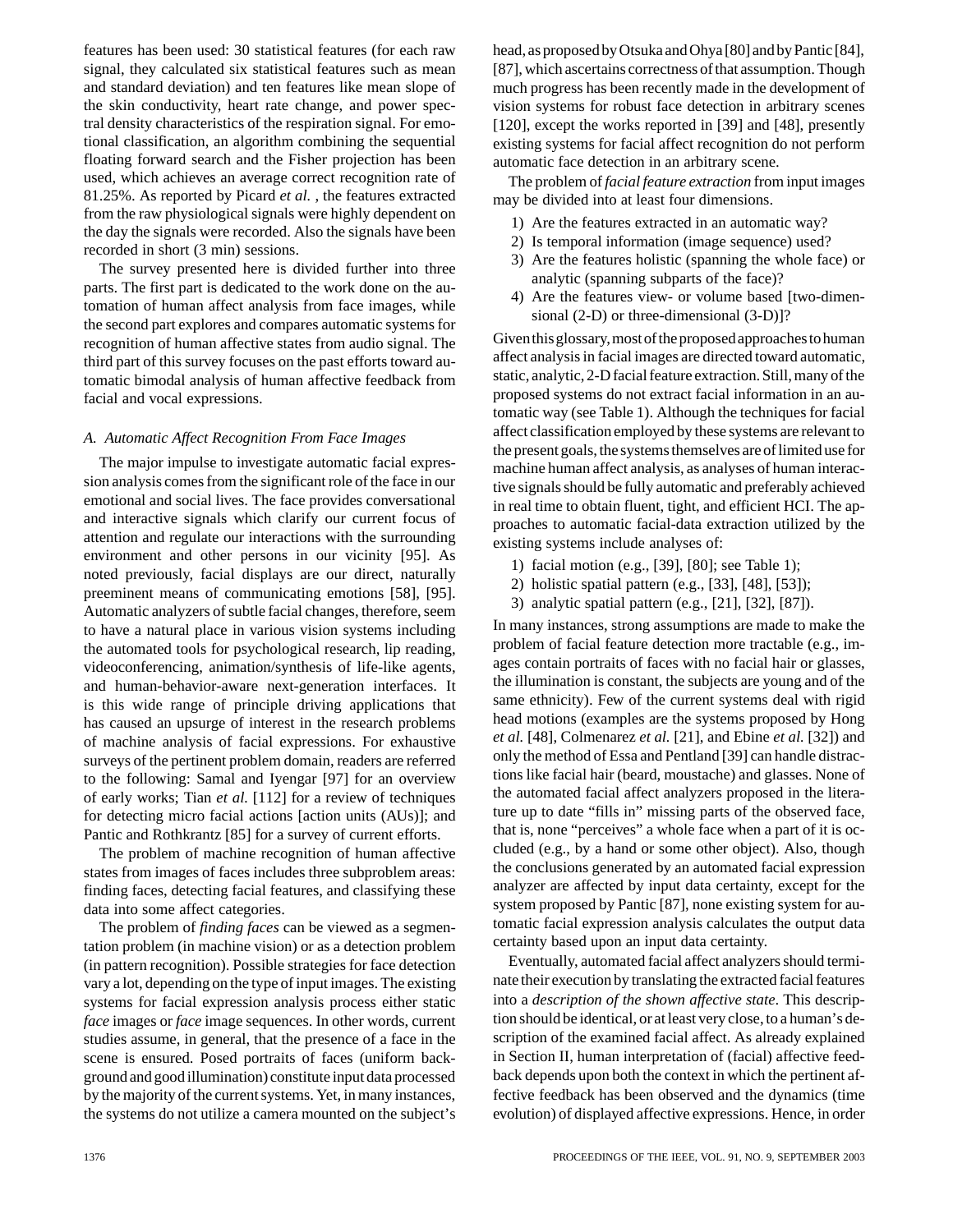features has been used: 30 statistical features (for each raw signal, they calculated six statistical features such as mean and standard deviation) and ten features like mean slope of the skin conductivity, heart rate change, and power spectral density characteristics of the respiration signal. For emotional classification, an algorithm combining the sequential floating forward search and the Fisher projection has been used, which achieves an average correct recognition rate of 81.25%. As reported by Picard *et al.* , the features extracted from the raw physiological signals were highly dependent on the day the signals were recorded. Also the signals have been recorded in short (3 min) sessions.

The survey presented here is divided further into three parts. The first part is dedicated to the work done on the automation of human affect analysis from face images, while the second part explores and compares automatic systems for recognition of human affective states from audio signal. The third part of this survey focuses on the past efforts toward automatic bimodal analysis of human affective feedback from facial and vocal expressions.

### *A. Automatic Affect Recognition From Face Images*

The major impulse to investigate automatic facial expression analysis comes from the significant role of the face in our emotional and social lives. The face provides conversational and interactive signals which clarify our current focus of attention and regulate our interactions with the surrounding environment and other persons in our vicinity [95]. As noted previously, facial displays are our direct, naturally preeminent means of communicating emotions [58], [95]. Automatic analyzers of subtle facial changes, therefore, seem to have a natural place in various vision systems including the automated tools for psychological research, lip reading, videoconferencing, animation/synthesis of life-like agents, and human-behavior-aware next-generation interfaces. It is this wide range of principle driving applications that has caused an upsurge of interest in the research problems of machine analysis of facial expressions. For exhaustive surveys of the pertinent problem domain, readers are referred to the following: Samal and Iyengar [97] for an overview of early works; Tian *et al.* [112] for a review of techniques for detecting micro facial actions [action units (AUs)]; and Pantic and Rothkrantz [85] for a survey of current efforts.

The problem of machine recognition of human affective states from images of faces includes three subproblem areas: finding faces, detecting facial features, and classifying these data into some affect categories.

The problem of *finding faces* can be viewed as a segmentation problem (in machine vision) or as a detection problem (in pattern recognition). Possible strategies for face detection vary a lot, depending on the type of input images. The existing systems for facial expression analysis process either static *face* images or *face* image sequences. In other words, current studies assume, in general, that the presence of a face in the scene is ensured. Posed portraits of faces (uniform background and good illumination) constitute input data processed by the majority of the current systems. Yet, in many instances, the systems do not utilize a camera mounted on the subject's head, as proposed by Otsuka and Ohya [80] and by Pantic [84], [87], which ascertains correctness of that assumption. Though much progress has been recently made in the development of vision systems for robust face detection in arbitrary scenes [120], except the works reported in [39] and [48], presently existing systems for facial affect recognition do not perform automatic face detection in an arbitrary scene.

The problem of *facial feature extraction* from input images may be divided into at least four dimensions.

1) Are the features extracted in an automatic way?
2) Is temporal information (image sequence) used?
3) Are the features holistic (spanning the whole face) or analytic (spanning subparts of the face)?
4) Are the features view- or volume based [two-dimensional (2-D) or three-dimensional (3-D)]?

Given this glossary, most of the proposed approaches to human affect analysis in facial images are directed toward automatic, static, analytic, 2-D facial feature extraction. Still, many of the proposed systems do not extract facial information in an automatic way (see Table 1). Although the techniques for facial affect classification employed by these systems are relevant to the present goals, the systems themselves are of limited use for machine human affect analysis, as analyses of human interactive signals should be fully automatic and preferably achieved in real time to obtain fluent, tight, and efficient HCI. The approaches to automatic facial-data extraction utilized by the existing systems include analyses of:

1) facial motion (e.g., [39], [80]; see Table 1);
2) holistic spatial pattern (e.g., [33], [48], [53]);
3) analytic spatial pattern (e.g., [21], [32], [87]).

In many instances, strong assumptions are made to make the problem of facial feature detection more tractable (e.g., images contain portraits of faces with no facial hair or glasses, the illumination is constant, the subjects are young and of the same ethnicity). Few of the current systems deal with rigid head motions (examples are the systems proposed by Hong *et al.* [48], Colmenarez *et al.* [21], and Ebine *et al.* [32]) and only the method of Essa and Pentland [39] can handle distractions like facial hair (beard, moustache) and glasses. None of the automated facial affect analyzers proposed in the literature up to date "fills in" missing parts of the observed face, that is, none "perceives" a whole face when a part of it is occluded (e.g., by a hand or some other object). Also, though the conclusions generated by an automated facial expression analyzer are affected by input data certainty, except for the system proposed by Pantic [87], none existing system for automatic facial expression analysis calculates the output data certainty based upon an input data certainty.

Eventually, automated facial affect analyzers should terminate their execution by translating the extracted facial features into a *description of the shown affective state*. This description should be identical, or at least very close, to a human's description of the examined facial affect. As already explained in Section II, human interpretation of (facial) affective feedback depends upon both the context in which the pertinent affective feedback has been observed and the dynamics (time evolution) of displayed affective expressions. Hence, in order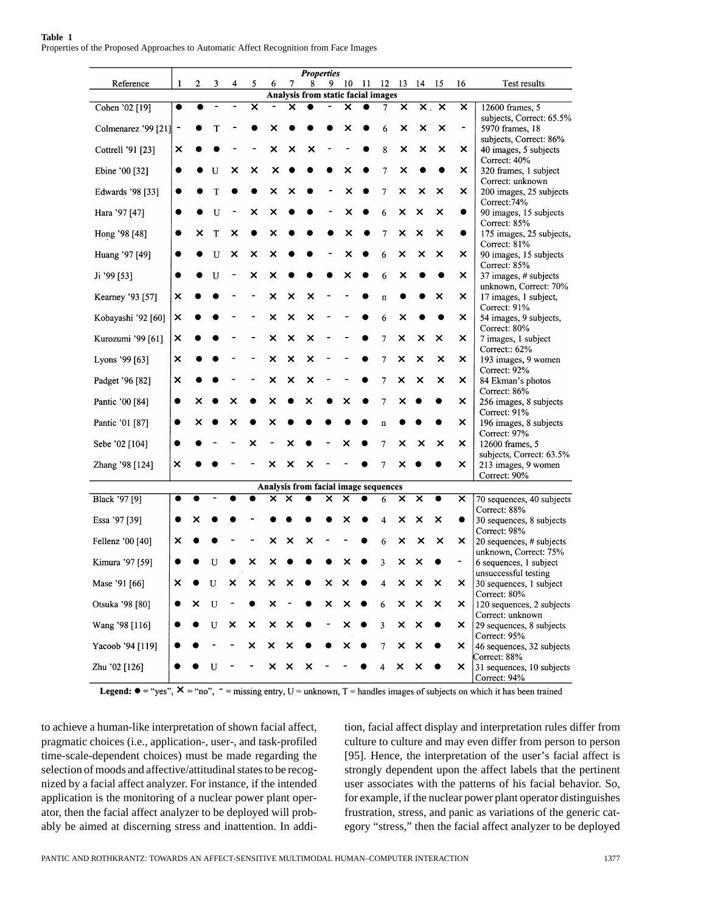**Table 1**
Properties of the Proposed Approaches to Automatic Affect Recognition from Face Images

| Reference | 1 | 2 | 3 | 4 | 5 | 6 | 7 | 8 | 9 | 10 | 11 | 12 | 13 | 14 | 15 | 16 | Test results |
|---|---|---|---|---|---|---|---|---|---|---|---|---|---|---|---|---|---|
| **Analysis from static facial images** | | | | | | | | | | | | | | | | | |
| Cohen '02 [19] | ● | ● | - | - | × | - | × | ● | - | × | ● | 7 | × | × | × | × | 12600 frames, 5 subjects, Correct: 65.5% |
| Colmenarez '99 [21] | - | ● | T | - | ● | × | ● | ● | ● | × | ● | 6 | × | × | × | - | 5970 frames, 18 subjects, Correct: 86% |
| Cottrell '91 [23] | × | ● | ● | - | - | × | × | × | - | - | ● | 8 | × | × | × | × | 40 images, 5 subjects Correct: 40% |
| Ebine '00 [32] | ● | ● | U | × | × | × | ● | ● | ● | × | ● | 7 | × | ● | ● | × | 320 frames, 1 subject Correct: unknown |
| Edwards '98 [33] | ● | ● | T | ● | ● | × | × | ● | - | × | ● | 7 | × | × | × | × | 200 images, 25 subjects Correct:74% |
| Hara '97 [47] | ● | ● | U | - | × | × | ● | ● | - | × | ● | 6 | × | × | × | ● | 90 images, 15 subjects Correct: 85% |
| Hong '98 [48] | ● | × | T | × | ● | × | ● | ● | ● | × | ● | 7 | × | × | × | ● | 175 images, 25 subjects, Correct: 81% |
| Huang '97 [49] | ● | ● | U | × | × | × | ● | ● | - | × | ● | 6 | × | × | × | × | 90 images, 15 subjects Correct: 85% |
| Ji '99 [53] | ● | ● | U | - | × | × | ● | ● | ● | × | ● | 6 | × | ● | ● | × | 37 images, # subjects unknown, Correct: 70% |
| Kearney '93 [57] | × | ● | ● | - | - | × | × | × | - | - | ● | n | ● | ● | × | × | 17 images, 1 subject, Correct: 91% |
| Kobayashi '92 [60] | × | ● | ● | - | - | × | × | × | - | - | ● | 6 | × | ● | ● | × | 54 images, 9 subjects, Correct: 80% |
| Kurozumi '99 [61] | × | ● | ● | - | - | × | × | × | - | - | ● | 7 | × | × | × | × | 7 images, 1 subject Correct:: 62% |
| Lyons '99 [63] | × | ● | ● | - | - | × | × | × | - | - | ● | 7 | × | × | × | × | 193 images, 9 women Correct: 92% |
| Padget '96 [82] | × | ● | ● | - | - | × | × | × | - | - | ● | 7 | × | × | × | × | 84 Ekman's photos Correct: 86% |
| Pantic '00 [84] | ● | × | ● | × | ● | × | ● | × | ● | × | ● | 7 | × | ● | ● | × | 256 images, 8 subjects Correct: 91% |
| Pantic '01 [87] | ● | × | ● | × | ● | × | ● | ● | ● | ● | ● | n | ● | ● | ● | × | 196 images, 8 subjects Correct: 97% |
| Sebe '02 [104] | ● | ● | - | - | × | - | × | ● | - | × | ● | 7 | × | × | × | × | 12600 frames, 5 subjects, Correct: 63.5% |
| Zhang '98 [124] | × | ● | ● | - | - | × | × | × | - | - | ● | 7 | × | ● | ● | × | 213 images, 9 women Correct: 90% |
| **Analysis from facial image sequences** | | | | | | | | | | | | | | | | | |
| Black '97 [9] | ● | ● | - | ● | ● | × | × | ● | × | × | ● | 6 | × | × | ● | × | 70 sequences, 40 subjects Correct: 88% |
| Essa '97 [39] | ● | × | ● | ● | - | ● | ● | ● | ● | × | ● | 4 | × | × | × | ● | 30 sequences, 8 subjects Correct: 98% |
| Fellenz '00 [40] | × | ● | ● | - | - | × | × | × | - | - | ● | 6 | × | × | × | × | 20 sequences, # subjects unknown, Correct: 75% |
| Kimura '97 [59] | ● | ● | U | ● | × | × | ● | ● | ● | × | ● | 3 | × | × | ● | - | 6 sequences, 1 subject unsuccessful testing |
| Mase '91 [66] | × | ● | U | × | × | × | × | ● | × | × | ● | 4 | × | × | × | × | 30 sequences, 1 subject Correct: 80% |
| Otsuka '98 [80] | ● | × | U | - | ● | × | - | ● | × | × | ● | 6 | × | × | × | × | 120 sequences, 2 subjects Correct: unknown |
| Wang '98 [116] | ● | ● | U | × | × | × | × | ● | - | × | ● | 3 | × | × | ● | × | 29 sequences, 8 subjects Correct: 95% |
| Yacoob '94 [119] | ● | ● | - | - | × | × | × | ● | ● | × | ● | 7 | × | × | ● | × | 46 sequences, 32 subjects Correct: 88% |
| Zhu '02 [126] | ● | ● | U | - | - | × | × | × | - | - | ● | 4 | × | × | ● | × | 31 sequences, 10 subjects Correct: 94% |

**Legend:** ● = "yes", × = "no", - = missing entry, U = unknown, T = handles images of subjects on which it has been trained

to achieve a human-like interpretation of shown facial affect, pragmatic choices (i.e., application-, user-, and task-profiled time-scale-dependent choices) must be made regarding the selection of moods and affective/attitudinal states to be recognized by a facial affect analyzer. For instance, if the intended application is the monitoring of a nuclear power plant operator, then the facial affect analyzer to be deployed will probably be aimed at discerning stress and inattention. In addition, facial affect display and interpretation rules differ from culture to culture and may even differ from person to person [95]. Hence, the interpretation of the user's facial affect is strongly dependent upon the affect labels that the pertinent user associates with the patterns of his facial behavior. So, for example, if the nuclear power plant operator distinguishes frustration, stress, and panic as variations of the generic category "stress," then the facial affect analyzer to be deployed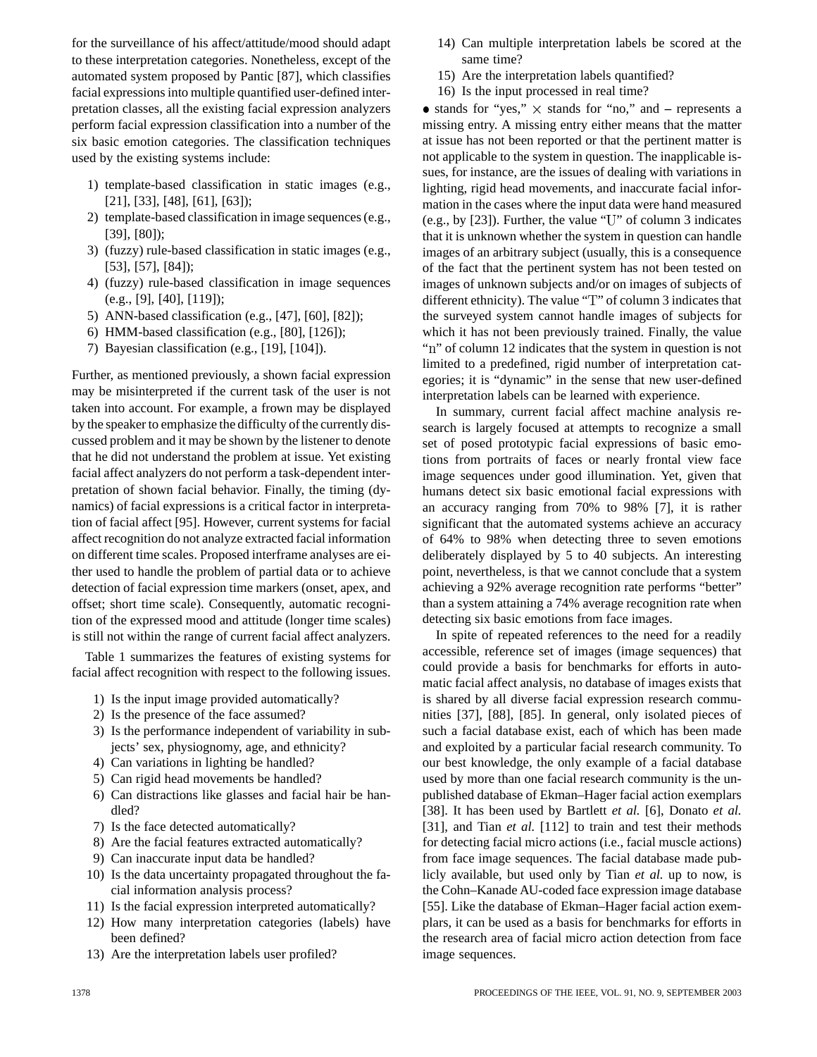for the surveillance of his affect/attitude/mood should adapt to these interpretation categories. Nonetheless, except of the automated system proposed by Pantic [87], which classifies facial expressions into multiple quantified user-defined interpretation classes, all the existing facial expression analyzers perform facial expression classification into a number of the six basic emotion categories. The classification techniques used by the existing systems include:

1) template-based classification in static images (e.g., [21], [33], [48], [61], [63]);
2) template-based classification in image sequences (e.g., [39], [80]);
3) (fuzzy) rule-based classification in static images (e.g., [53], [57], [84]);
4) (fuzzy) rule-based classification in image sequences (e.g., [9], [40], [119]);
5) ANN-based classification (e.g., [47], [60], [82]);
6) HMM-based classification (e.g., [80], [126]);
7) Bayesian classification (e.g., [19], [104]).

Further, as mentioned previously, a shown facial expression may be misinterpreted if the current task of the user is not taken into account. For example, a frown may be displayed by the speaker to emphasize the difficulty of the currently discussed problem and it may be shown by the listener to denote that he did not understand the problem at issue. Yet existing facial affect analyzers do not perform a task-dependent interpretation of shown facial behavior. Finally, the timing (dynamics) of facial expressions is a critical factor in interpretation of facial affect [95]. However, current systems for facial affect recognition do not analyze extracted facial information on different time scales. Proposed interframe analyses are either used to handle the problem of partial data or to achieve detection of facial expression time markers (onset, apex, and offset; short time scale). Consequently, automatic recognition of the expressed mood and attitude (longer time scales) is still not within the range of current facial affect analyzers.

Table 1 summarizes the features of existing systems for facial affect recognition with respect to the following issues.

1) Is the input image provided automatically?
2) Is the presence of the face assumed?
3) Is the performance independent of variability in subjects' sex, physiognomy, age, and ethnicity?
4) Can variations in lighting be handled?
5) Can rigid head movements be handled?
6) Can distractions like glasses and facial hair be handled?
7) Is the face detected automatically?
8) Are the facial features extracted automatically?
9) Can inaccurate input data be handled?
10) Is the data uncertainty propagated throughout the facial information analysis process?
11) Is the facial expression interpreted automatically?
12) How many interpretation categories (labels) have been defined?
13) Are the interpretation labels user profiled?
14) Can multiple interpretation labels be scored at the same time?
15) Are the interpretation labels quantified?
16) Is the input processed in real time?

• stands for "yes," × stands for "no," and – represents a missing entry. A missing entry either means that the matter at issue has not been reported or that the pertinent matter is not applicable to the system in question. The inapplicable issues, for instance, are the issues of dealing with variations in lighting, rigid head movements, and inaccurate facial information in the cases where the input data were hand measured (e.g., by [23]). Further, the value "U" of column 3 indicates that it is unknown whether the system in question can handle images of an arbitrary subject (usually, this is a consequence of the fact that the pertinent system has not been tested on images of unknown subjects and/or on images of subjects of different ethnicity). The value "T" of column 3 indicates that the surveyed system cannot handle images of subjects for which it has not been previously trained. Finally, the value "n" of column 12 indicates that the system in question is not limited to a predefined, rigid number of interpretation categories; it is "dynamic" in the sense that new user-defined interpretation labels can be learned with experience.

In summary, current facial affect machine analysis research is largely focused at attempts to recognize a small set of posed prototypic facial expressions of basic emotions from portraits of faces or nearly frontal view face image sequences under good illumination. Yet, given that humans detect six basic emotional facial expressions with an accuracy ranging from 70% to 98% [7], it is rather significant that the automated systems achieve an accuracy of 64% to 98% when detecting three to seven emotions deliberately displayed by 5 to 40 subjects. An interesting point, nevertheless, is that we cannot conclude that a system achieving a 92% average recognition rate performs "better" than a system attaining a 74% average recognition rate when detecting six basic emotions from face images.

In spite of repeated references to the need for a readily accessible, reference set of images (image sequences) that could provide a basis for benchmarks for efforts in automatic facial affect analysis, no database of images exists that is shared by all diverse facial expression research communities [37], [88], [85]. In general, only isolated pieces of such a facial database exist, each of which has been made and exploited by a particular facial research community. To our best knowledge, the only example of a facial database used by more than one facial research community is the unpublished database of Ekman–Hager facial action exemplars [38]. It has been used by Bartlett *et al.* [6], Donato *et al.* [31], and Tian *et al.* [112] to train and test their methods for detecting facial micro actions (i.e., facial muscle actions) from face image sequences. The facial database made publicly available, but used only by Tian *et al.* up to now, is the Cohn–Kanade AU-coded face expression image database [55]. Like the database of Ekman–Hager facial action exemplars, it can be used as a basis for benchmarks for efforts in the research area of facial micro action detection from face image sequences.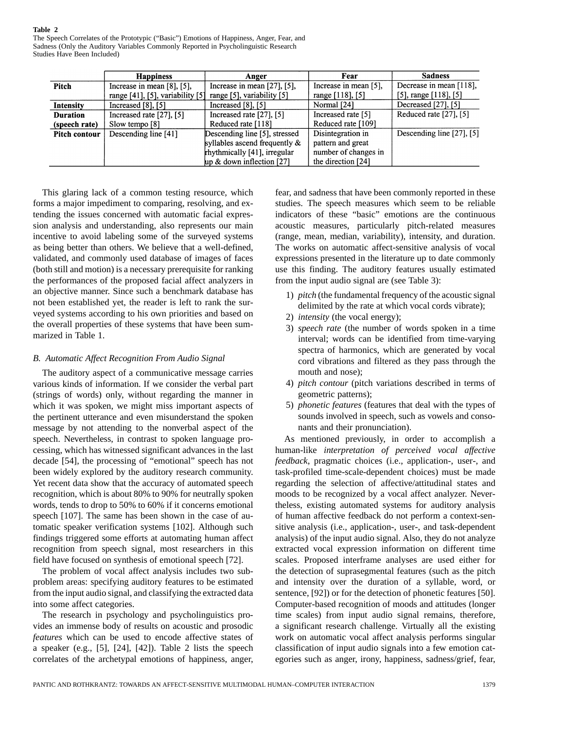**Table 2**
The Speech Correlates of the Prototypic ("Basic") Emotions of Happiness, Anger, Fear, and Sadness (Only the Auditory Variables Commonly Reported in Psycholinguistic Research Studies Have Been Included)

| | Happiness | Anger | Fear | Sadness |
|---|---|---|---|---|
| **Pitch** | Increase in mean [8], [5], range [41], [5], variability [5] | Increase in mean [27], [5], range [5], variability [5] | Increase in mean [5], range [118], [5] | Decrease in mean [118], [5], range [118], [5] |
| **Intensity** | Increased [8], [5] | Increased [8], [5] | Normal [24] | Decreased [27], [5] |
| **Duration (speech rate)** | Increased rate [27], [5] Slow tempo [8] | Increased rate [27], [5] Reduced rate [118] | Increased rate [5] Reduced rate [109] | Reduced rate [27], [5] |
| **Pitch contour** | Descending line [41] | Descending line [5], stressed syllables ascend frequently & rhythmically [41], irregular up & down inflection [27] | Disintegration in pattern and great number of changes in the direction [24] | Descending line [27], [5] |

This glaring lack of a common testing resource, which forms a major impediment to comparing, resolving, and extending the issues concerned with automatic facial expression analysis and understanding, also represents our main incentive to avoid labeling some of the surveyed systems as being better than others. We believe that a well-defined, validated, and commonly used database of images of faces (both still and motion) is a necessary prerequisite for ranking the performances of the proposed facial affect analyzers in an objective manner. Since such a benchmark database has not been established yet, the reader is left to rank the surveyed systems according to his own priorities and based on the overall properties of these systems that have been summarized in Table 1.

### B. Automatic Affect Recognition From Audio Signal

The auditory aspect of a communicative message carries various kinds of information. If we consider the verbal part (strings of words) only, without regarding the manner in which it was spoken, we might miss important aspects of the pertinent utterance and even misunderstand the spoken message by not attending to the nonverbal aspect of the speech. Nevertheless, in contrast to spoken language processing, which has witnessed significant advances in the last decade [54], the processing of "emotional" speech has not been widely explored by the auditory research community. Yet recent data show that the accuracy of automated speech recognition, which is about 80% to 90% for neutrally spoken words, tends to drop to 50% to 60% if it concerns emotional speech [107]. The same has been shown in the case of automatic speaker verification systems [102]. Although such findings triggered some efforts at automating human affect recognition from speech signal, most researchers in this field have focused on synthesis of emotional speech [72].

The problem of vocal affect analysis includes two subproblem areas: specifying auditory features to be estimated from the input audio signal, and classifying the extracted data into some affect categories.

The research in psychology and psycholinguistics provides an immense body of results on acoustic and prosodic *features* which can be used to encode affective states of a speaker (e.g., [5], [24], [42]). Table 2 lists the speech correlates of the archetypal emotions of happiness, anger, fear, and sadness that have been commonly reported in these studies. The speech measures which seem to be reliable indicators of these "basic" emotions are the continuous acoustic measures, particularly pitch-related measures (range, mean, median, variability), intensity, and duration. The works on automatic affect-sensitive analysis of vocal expressions presented in the literature up to date commonly use this finding. The auditory features usually estimated from the input audio signal are (see Table 3):

1) *pitch* (the fundamental frequency of the acoustic signal delimited by the rate at which vocal cords vibrate);
2) *intensity* (the vocal energy);
3) *speech rate* (the number of words spoken in a time interval; words can be identified from time-varying spectra of harmonics, which are generated by vocal cord vibrations and filtered as they pass through the mouth and nose);
4) *pitch contour* (pitch variations described in terms of geometric patterns);
5) *phonetic features* (features that deal with the types of sounds involved in speech, such as vowels and consonants and their pronunciation).

As mentioned previously, in order to accomplish a human-like *interpretation of perceived vocal affective feedback*, pragmatic choices (i.e., application-, user-, and task-profiled time-scale-dependent choices) must be made regarding the selection of affective/attitudinal states and moods to be recognized by a vocal affect analyzer. Nevertheless, existing automated systems for auditory analysis of human affective feedback do not perform a context-sensitive analysis (i.e., application-, user-, and task-dependent analysis) of the input audio signal. Also, they do not analyze extracted vocal expression information on different time scales. Proposed interframe analyses are used either for the detection of suprasegmental features (such as the pitch and intensity over the duration of a syllable, word, or sentence, [92]) or for the detection of phonetic features [50]. Computer-based recognition of moods and attitudes (longer time scales) from input audio signal remains, therefore, a significant research challenge. Virtually all the existing work on automatic vocal affect analysis performs singular classification of input audio signals into a few emotion categories such as anger, irony, happiness, sadness/grief, fear,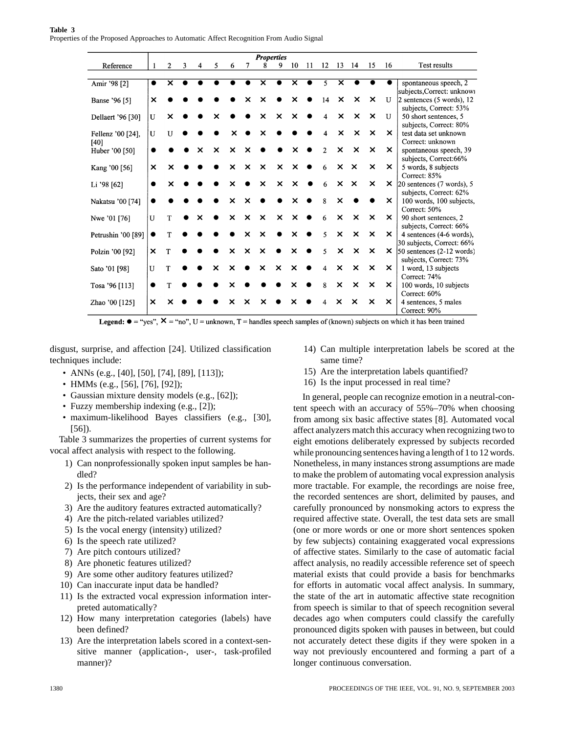**Table 3**
Properties of the Proposed Approaches to Automatic Affect Recognition From Audio Signal

| Reference | 1 | 2 | 3 | 4 | 5 | 6 | 7 | 8 | 9 | 10 | 11 | 12 | 13 | 14 | 15 | 16 | Test results |
|---|---|---|---|---|---|---|---|---|---|---|---|---|---|---|---|---|---|
| Amir '98 [2] | ● | × | ● | ● | ● | ● | ● | × | ● | × | ● | 5 | × | ● | ● | ● | spontaneous speech, 2 subjects,Correct: unknown |
| Banse '96 [5] | × | ● | ● | ● | ● | ● | × | × | ● | × | ● | 14 | × | × | × | U | 2 sentences (5 words), 12 subjects, Correct: 53% |
| Dellaert '96 [30] | U | × | ● | ● | × | ● | ● | × | × | × | ● | 4 | × | × | × | U | 50 short sentences, 5 subjects, Correct: 80% |
| Fellenz '00 [24], [40] | U | U | ● | ● | ● | × | ● | × | ● | ● | ● | 4 | × | × | × | × | test data set unknown Correct: unknown |
| Huber '00 [50] | ● | ● | ● | × | × | × | × | ● | ● | × | ● | 2 | × | × | × | × | spontaneous speech, 39 subjects, Correct:66% |
| Kang '00 [56] | × | × | ● | ● | ● | × | × | × | × | × | ● | 6 | × | × | × | × | 5 words, 8 subjects Correct: 85% |
| Li '98 [62] | ● | × | ● | ● | ● | × | ● | × | × | × | ● | 6 | × | × | × | × | 20 sentences (7 words), 5 subjects, Correct: 62% |
| Nakatsu '00 [74] | ● | ● | ● | ● | ● | × | × | ● | ● | × | ● | 8 | × | ● | ● | × | 100 words, 100 subjects, Correct: 50% |
| Nwe '01 [76] | U | T | ● | × | ● | × | × | × | × | × | ● | 6 | × | × | × | × | 90 short sentences, 2 subjects, Correct: 66% |
| Petrushin '00 [89] | ● | T | ● | ● | ● | ● | × | × | ● | × | ● | 5 | × | × | × | × | 4 sentences (4-6 words), 30 subjects, Correct: 66% |
| Polzin '00 [92] | × | T | ● | ● | ● | × | × | × | ● | × | ● | 5 | × | × | × | × | 50 sentences (2-12 words) subjects, Correct: 73% |
| Sato '01 [98] | U | T | ● | ● | × | × | ● | × | × | × | ● | 4 | × | × | × | × | 1 word, 13 subjects Correct: 74% |
| Tosa '96 [113] | ● | T | ● | ● | ● | × | ● | ● | ● | × | ● | 8 | × | × | × | × | 100 words, 10 subjects Correct: 60% |
| Zhao '00 [125] | × | × | ● | ● | ● | × | × | × | ● | × | ● | 4 | × | × | × | × | 4 sentences, 5 males Correct: 90% |

**Legend:** ● = "yes", × = "no", U = unknown, T = handles speech samples of (known) subjects on which it has been trained

disgust, surprise, and affection [24]. Utilized classification techniques include:

- ANNs (e.g., [40], [50], [74], [89], [113]);
- HMMs (e.g., [56], [76], [92]);
- Gaussian mixture density models (e.g., [62]);
- Fuzzy membership indexing (e.g., [2]);
- maximum-likelihood Bayes classifiers (e.g., [30], [56]).

Table 3 summarizes the properties of current systems for vocal affect analysis with respect to the following.

1) Can nonprofessionally spoken input samples be handled?
2) Is the performance independent of variability in subjects, their sex and age?
3) Are the auditory features extracted automatically?
4) Are the pitch-related variables utilized?
5) Is the vocal energy (intensity) utilized?
6) Is the speech rate utilized?
7) Are pitch contours utilized?
8) Are phonetic features utilized?
9) Are some other auditory features utilized?
10) Can inaccurate input data be handled?
11) Is the extracted vocal expression information interpreted automatically?
12) How many interpretation categories (labels) have been defined?
13) Are the interpretation labels scored in a context-sensitive manner (application-, user-, task-profiled manner)?
14) Can multiple interpretation labels be scored at the same time?
15) Are the interpretation labels quantified?
16) Is the input processed in real time?

In general, people can recognize emotion in a neutral-content speech with an accuracy of 55%–70% when choosing from among six basic affective states [8]. Automated vocal affect analyzers match this accuracy when recognizing two to eight emotions deliberately expressed by subjects recorded while pronouncing sentences having a length of 1 to 12 words. Nonetheless, in many instances strong assumptions are made to make the problem of automating vocal expression analysis more tractable. For example, the recordings are noise free, the recorded sentences are short, delimited by pauses, and carefully pronounced by nonsmoking actors to express the required affective state. Overall, the test data sets are small (one or more words or one or more short sentences spoken by few subjects) containing exaggerated vocal expressions of affective states. Similarly to the case of automatic facial affect analysis, no readily accessible reference set of speech material exists that could provide a basis for benchmarks for efforts in automatic vocal affect analysis. In summary, the state of the art in automatic affective state recognition from speech is similar to that of speech recognition several decades ago when computers could classify the carefully pronounced digits spoken with pauses in between, but could not accurately detect these digits if they were spoken in a way not previously encountered and forming a part of a longer continuous conversation.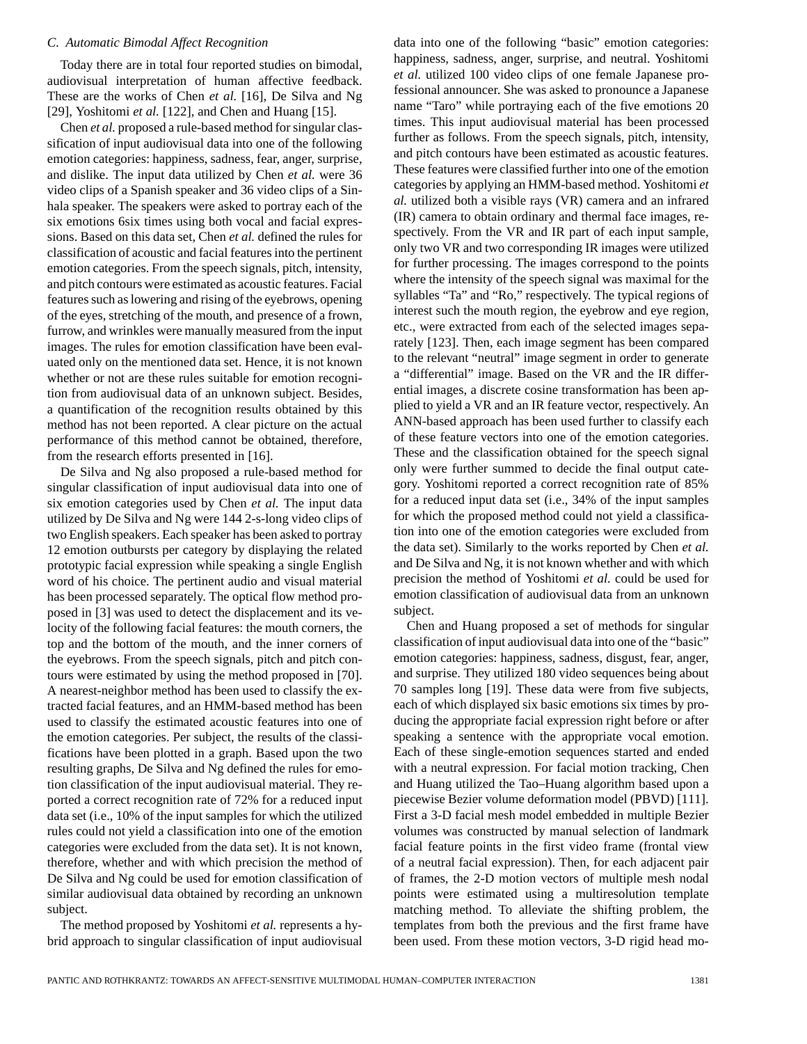### C. Automatic Bimodal Affect Recognition

Today there are in total four reported studies on bimodal, audiovisual interpretation of human affective feedback. These are the works of Chen *et al.* [16], De Silva and Ng [29], Yoshitomi *et al.* [122], and Chen and Huang [15].

Chen *et al.* proposed a rule-based method for singular classification of input audiovisual data into one of the following emotion categories: happiness, sadness, fear, anger, surprise, and dislike. The input data utilized by Chen *et al.* were 36 video clips of a Spanish speaker and 36 video clips of a Sinhala speaker. The speakers were asked to portray each of the six emotions 6six times using both vocal and facial expressions. Based on this data set, Chen *et al.* defined the rules for classification of acoustic and facial features into the pertinent emotion categories. From the speech signals, pitch, intensity, and pitch contours were estimated as acoustic features. Facial features such as lowering and rising of the eyebrows, opening of the eyes, stretching of the mouth, and presence of a frown, furrow, and wrinkles were manually measured from the input images. The rules for emotion classification have been evaluated only on the mentioned data set. Hence, it is not known whether or not are these rules suitable for emotion recognition from audiovisual data of an unknown subject. Besides, a quantification of the recognition results obtained by this method has not been reported. A clear picture on the actual performance of this method cannot be obtained, therefore, from the research efforts presented in [16].

De Silva and Ng also proposed a rule-based method for singular classification of input audiovisual data into one of six emotion categories used by Chen *et al.* The input data utilized by De Silva and Ng were 144 2-s-long video clips of two English speakers. Each speaker has been asked to portray 12 emotion outbursts per category by displaying the related prototypic facial expression while speaking a single English word of his choice. The pertinent audio and visual material has been processed separately. The optical flow method proposed in [3] was used to detect the displacement and its velocity of the following facial features: the mouth corners, the top and the bottom of the mouth, and the inner corners of the eyebrows. From the speech signals, pitch and pitch contours were estimated by using the method proposed in [70]. A nearest-neighbor method has been used to classify the extracted facial features, and an HMM-based method has been used to classify the estimated acoustic features into one of the emotion categories. Per subject, the results of the classifications have been plotted in a graph. Based upon the two resulting graphs, De Silva and Ng defined the rules for emotion classification of the input audiovisual material. They reported a correct recognition rate of 72% for a reduced input data set (i.e., 10% of the input samples for which the utilized rules could not yield a classification into one of the emotion categories were excluded from the data set). It is not known, therefore, whether and with which precision the method of De Silva and Ng could be used for emotion classification of similar audiovisual data obtained by recording an unknown subject.

The method proposed by Yoshitomi *et al.* represents a hybrid approach to singular classification of input audiovisual data into one of the following "basic" emotion categories: happiness, sadness, anger, surprise, and neutral. Yoshitomi *et al.* utilized 100 video clips of one female Japanese professional announcer. She was asked to pronounce a Japanese name "Taro" while portraying each of the five emotions 20 times. This input audiovisual material has been processed further as follows. From the speech signals, pitch, intensity, and pitch contours have been estimated as acoustic features. These features were classified further into one of the emotion categories by applying an HMM-based method. Yoshitomi *et al.* utilized both a visible rays (VR) camera and an infrared (IR) camera to obtain ordinary and thermal face images, respectively. From the VR and IR part of each input sample, only two VR and two corresponding IR images were utilized for further processing. The images correspond to the points where the intensity of the speech signal was maximal for the syllables "Ta" and "Ro," respectively. The typical regions of interest such the mouth region, the eyebrow and eye region, etc., were extracted from each of the selected images separately [123]. Then, each image segment has been compared to the relevant "neutral" image segment in order to generate a "differential" image. Based on the VR and the IR differential images, a discrete cosine transformation has been applied to yield a VR and an IR feature vector, respectively. An ANN-based approach has been used further to classify each of these feature vectors into one of the emotion categories. These and the classification obtained for the speech signal only were further summed to decide the final output category. Yoshitomi reported a correct recognition rate of 85% for a reduced input data set (i.e., 34% of the input samples for which the proposed method could not yield a classification into one of the emotion categories were excluded from the data set). Similarly to the works reported by Chen *et al.* and De Silva and Ng, it is not known whether and with which precision the method of Yoshitomi *et al.* could be used for emotion classification of audiovisual data from an unknown subject.

Chen and Huang proposed a set of methods for singular classification of input audiovisual data into one of the "basic" emotion categories: happiness, sadness, disgust, fear, anger, and surprise. They utilized 180 video sequences being about 70 samples long [19]. These data were from five subjects, each of which displayed six basic emotions six times by producing the appropriate facial expression right before or after speaking a sentence with the appropriate vocal emotion. Each of these single-emotion sequences started and ended with a neutral expression. For facial motion tracking, Chen and Huang utilized the Tao–Huang algorithm based upon a piecewise Bezier volume deformation model (PBVD) [111]. First a 3-D facial mesh model embedded in multiple Bezier volumes was constructed by manual selection of landmark facial feature points in the first video frame (frontal view of a neutral facial expression). Then, for each adjacent pair of frames, the 2-D motion vectors of multiple mesh nodal points were estimated using a multiresolution template matching method. To alleviate the shifting problem, the templates from both the previous and the first frame have been used. From these motion vectors, 3-D rigid head mo-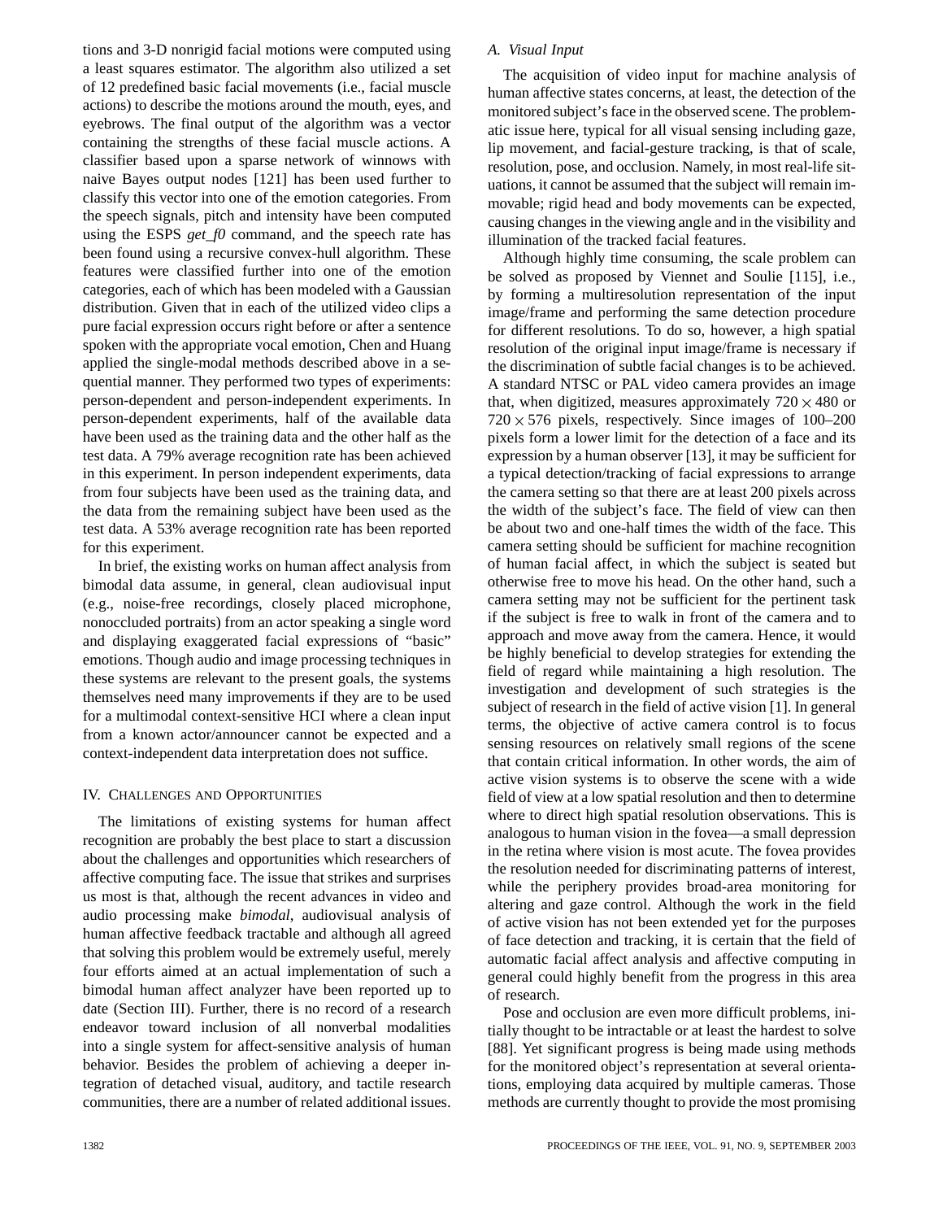tions and 3-D nonrigid facial motions were computed using a least squares estimator. The algorithm also utilized a set of 12 predefined basic facial movements (i.e., facial muscle actions) to describe the motions around the mouth, eyes, and eyebrows. The final output of the algorithm was a vector containing the strengths of these facial muscle actions. A classifier based upon a sparse network of winnows with naive Bayes output nodes [121] has been used further to classify this vector into one of the emotion categories. From the speech signals, pitch and intensity have been computed using the ESPS *get_f0* command, and the speech rate has been found using a recursive convex-hull algorithm. These features were classified further into one of the emotion categories, each of which has been modeled with a Gaussian distribution. Given that in each of the utilized video clips a pure facial expression occurs right before or after a sentence spoken with the appropriate vocal emotion, Chen and Huang applied the single-modal methods described above in a sequential manner. They performed two types of experiments: person-dependent and person-independent experiments. In person-dependent experiments, half of the available data have been used as the training data and the other half as the test data. A 79% average recognition rate has been achieved in this experiment. In person independent experiments, data from four subjects have been used as the training data, and the data from the remaining subject have been used as the test data. A 53% average recognition rate has been reported for this experiment.

In brief, the existing works on human affect analysis from bimodal data assume, in general, clean audiovisual input (e.g., noise-free recordings, closely placed microphone, nonoccluded portraits) from an actor speaking a single word and displaying exaggerated facial expressions of "basic" emotions. Though audio and image processing techniques in these systems are relevant to the present goals, the systems themselves need many improvements if they are to be used for a multimodal context-sensitive HCI where a clean input from a known actor/announcer cannot be expected and a context-independent data interpretation does not suffice.

## IV. Challenges and Opportunities

The limitations of existing systems for human affect recognition are probably the best place to start a discussion about the challenges and opportunities which researchers of affective computing face. The issue that strikes and surprises us most is that, although the recent advances in video and audio processing make *bimodal*, audiovisual analysis of human affective feedback tractable and although all agreed that solving this problem would be extremely useful, merely four efforts aimed at an actual implementation of such a bimodal human affect analyzer have been reported up to date (Section III). Further, there is no record of a research endeavor toward inclusion of all nonverbal modalities into a single system for affect-sensitive analysis of human behavior. Besides the problem of achieving a deeper integration of detached visual, auditory, and tactile research communities, there are a number of related additional issues.

### A. Visual Input

The acquisition of video input for machine analysis of human affective states concerns, at least, the detection of the monitored subject's face in the observed scene. The problematic issue here, typical for all visual sensing including gaze, lip movement, and facial-gesture tracking, is that of scale, resolution, pose, and occlusion. Namely, in most real-life situations, it cannot be assumed that the subject will remain immovable; rigid head and body movements can be expected, causing changes in the viewing angle and in the visibility and illumination of the tracked facial features.

Although highly time consuming, the scale problem can be solved as proposed by Viennet and Soulie [115], i.e., by forming a multiresolution representation of the input image/frame and performing the same detection procedure for different resolutions. To do so, however, a high spatial resolution of the original input image/frame is necessary if the discrimination of subtle facial changes is to be achieved. A standard NTSC or PAL video camera provides an image that, when digitized, measures approximately $720 \times 480$ or $720 \times 576$ pixels, respectively. Since images of 100–200 pixels form a lower limit for the detection of a face and its expression by a human observer [13], it may be sufficient for a typical detection/tracking of facial expressions to arrange the camera setting so that there are at least 200 pixels across the width of the subject's face. The field of view can then be about two and one-half times the width of the face. This camera setting should be sufficient for machine recognition of human facial affect, in which the subject is seated but otherwise free to move his head. On the other hand, such a camera setting may not be sufficient for the pertinent task if the subject is free to walk in front of the camera and to approach and move away from the camera. Hence, it would be highly beneficial to develop strategies for extending the field of regard while maintaining a high resolution. The investigation and development of such strategies is the subject of research in the field of active vision [1]. In general terms, the objective of active camera control is to focus sensing resources on relatively small regions of the scene that contain critical information. In other words, the aim of active vision systems is to observe the scene with a wide field of view at a low spatial resolution and then to determine where to direct high spatial resolution observations. This is analogous to human vision in the fovea—a small depression in the retina where vision is most acute. The fovea provides the resolution needed for discriminating patterns of interest, while the periphery provides broad-area monitoring for altering and gaze control. Although the work in the field of active vision has not been extended yet for the purposes of face detection and tracking, it is certain that the field of automatic facial affect analysis and affective computing in general could highly benefit from the progress in this area of research.

Pose and occlusion are even more difficult problems, initially thought to be intractable or at least the hardest to solve [88]. Yet significant progress is being made using methods for the monitored object's representation at several orientations, employing data acquired by multiple cameras. Those methods are currently thought to provide the most promising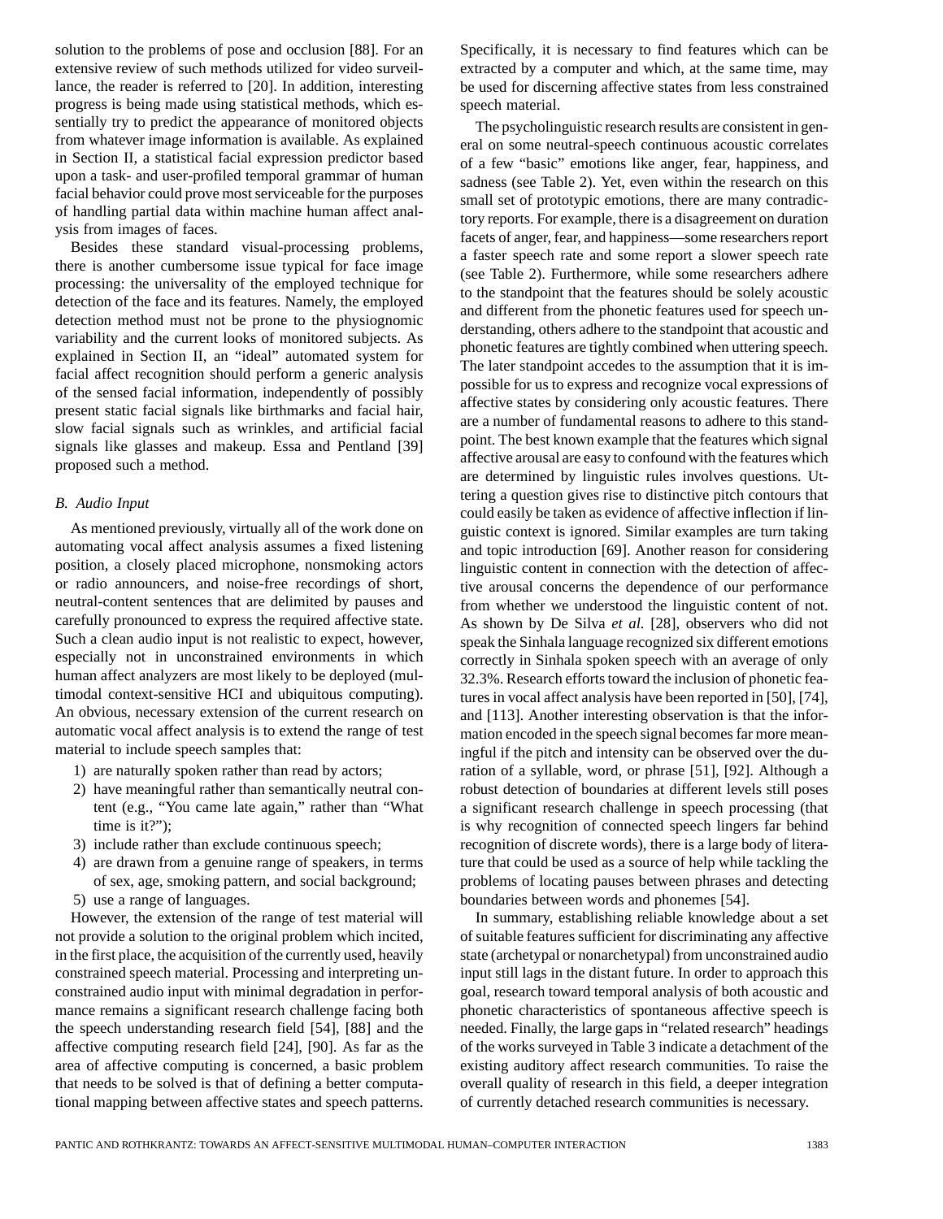solution to the problems of pose and occlusion [88]. For an extensive review of such methods utilized for video surveillance, the reader is referred to [20]. In addition, interesting progress is being made using statistical methods, which essentially try to predict the appearance of monitored objects from whatever image information is available. As explained in Section II, a statistical facial expression predictor based upon a task- and user-profiled temporal grammar of human facial behavior could prove most serviceable for the purposes of handling partial data within machine human affect analysis from images of faces.

Besides these standard visual-processing problems, there is another cumbersome issue typical for face image processing: the universality of the employed technique for detection of the face and its features. Namely, the employed detection method must not be prone to the physiognomic variability and the current looks of monitored subjects. As explained in Section II, an "ideal" automated system for facial affect recognition should perform a generic analysis of the sensed facial information, independently of possibly present static facial signals like birthmarks and facial hair, slow facial signals such as wrinkles, and artificial facial signals like glasses and makeup. Essa and Pentland [39] proposed such a method.

### *B. Audio Input*

As mentioned previously, virtually all of the work done on automating vocal affect analysis assumes a fixed listening position, a closely placed microphone, nonsmoking actors or radio announcers, and noise-free recordings of short, neutral-content sentences that are delimited by pauses and carefully pronounced to express the required affective state. Such a clean audio input is not realistic to expect, however, especially not in unconstrained environments in which human affect analyzers are most likely to be deployed (multimodal context-sensitive HCI and ubiquitous computing). An obvious, necessary extension of the current research on automatic vocal affect analysis is to extend the range of test material to include speech samples that:

1) are naturally spoken rather than read by actors;
2) have meaningful rather than semantically neutral content (e.g., "You came late again," rather than "What time is it?");
3) include rather than exclude continuous speech;
4) are drawn from a genuine range of speakers, in terms of sex, age, smoking pattern, and social background;
5) use a range of languages.

However, the extension of the range of test material will not provide a solution to the original problem which incited, in the first place, the acquisition of the currently used, heavily constrained speech material. Processing and interpreting unconstrained audio input with minimal degradation in performance remains a significant research challenge facing both the speech understanding research field [54], [88] and the affective computing research field [24], [90]. As far as the area of affective computing is concerned, a basic problem that needs to be solved is that of defining a better computational mapping between affective states and speech patterns. Specifically, it is necessary to find features which can be extracted by a computer and which, at the same time, may be used for discerning affective states from less constrained speech material.

The psycholinguistic research results are consistent in general on some neutral-speech continuous acoustic correlates of a few "basic" emotions like anger, fear, happiness, and sadness (see Table 2). Yet, even within the research on this small set of prototypic emotions, there are many contradictory reports. For example, there is a disagreement on duration facets of anger, fear, and happiness—some researchers report a faster speech rate and some report a slower speech rate (see Table 2). Furthermore, while some researchers adhere to the standpoint that the features should be solely acoustic and different from the phonetic features used for speech understanding, others adhere to the standpoint that acoustic and phonetic features are tightly combined when uttering speech. The later standpoint accedes to the assumption that it is impossible for us to express and recognize vocal expressions of affective states by considering only acoustic features. There are a number of fundamental reasons to adhere to this standpoint. The best known example that the features which signal affective arousal are easy to confound with the features which are determined by linguistic rules involves questions. Uttering a question gives rise to distinctive pitch contours that could easily be taken as evidence of affective inflection if linguistic context is ignored. Similar examples are turn taking and topic introduction [69]. Another reason for considering linguistic content in connection with the detection of affective arousal concerns the dependence of our performance from whether we understood the linguistic content of not. As shown by De Silva *et al.* [28], observers who did not speak the Sinhala language recognized six different emotions correctly in Sinhala spoken speech with an average of only 32.3%. Research efforts toward the inclusion of phonetic features in vocal affect analysis have been reported in [50], [74], and [113]. Another interesting observation is that the information encoded in the speech signal becomes far more meaningful if the pitch and intensity can be observed over the duration of a syllable, word, or phrase [51], [92]. Although a robust detection of boundaries at different levels still poses a significant research challenge in speech processing (that is why recognition of connected speech lingers far behind recognition of discrete words), there is a large body of literature that could be used as a source of help while tackling the problems of locating pauses between phrases and detecting boundaries between words and phonemes [54].

In summary, establishing reliable knowledge about a set of suitable features sufficient for discriminating any affective state (archetypal or nonarchetypal) from unconstrained audio input still lags in the distant future. In order to approach this goal, research toward temporal analysis of both acoustic and phonetic characteristics of spontaneous affective speech is needed. Finally, the large gaps in "related research" headings of the works surveyed in Table 3 indicate a detachment of the existing auditory affect research communities. To raise the overall quality of research in this field, a deeper integration of currently detached research communities is necessary.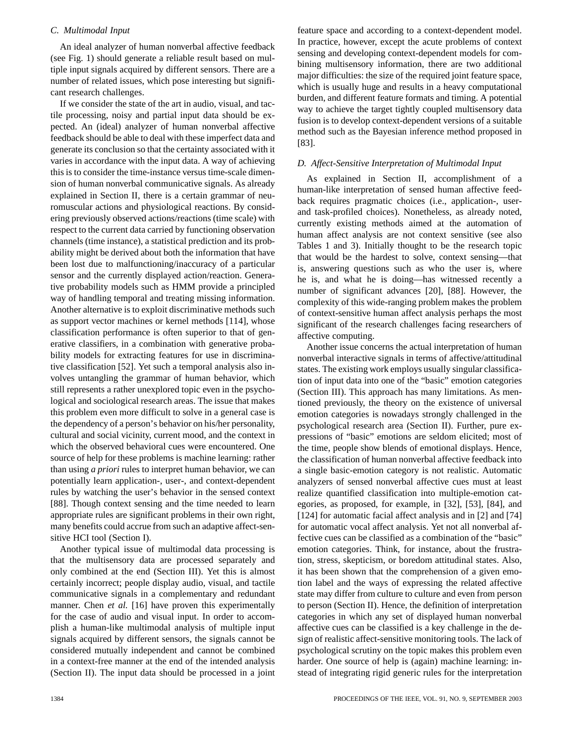### C. Multimodal Input

An ideal analyzer of human nonverbal affective feedback (see Fig. 1) should generate a reliable result based on multiple input signals acquired by different sensors. There are a number of related issues, which pose interesting but significant research challenges.

If we consider the state of the art in audio, visual, and tactile processing, noisy and partial input data should be expected. An (ideal) analyzer of human nonverbal affective feedback should be able to deal with these imperfect data and generate its conclusion so that the certainty associated with it varies in accordance with the input data. A way of achieving this is to consider the time-instance versus time-scale dimension of human nonverbal communicative signals. As already explained in Section II, there is a certain grammar of neuromuscular actions and physiological reactions. By considering previously observed actions/reactions (time scale) with respect to the current data carried by functioning observation channels (time instance), a statistical prediction and its probability might be derived about both the information that have been lost due to malfunctioning/inaccuracy of a particular sensor and the currently displayed action/reaction. Generative probability models such as HMM provide a principled way of handling temporal and treating missing information. Another alternative is to exploit discriminative methods such as support vector machines or kernel methods [114], whose classification performance is often superior to that of generative classifiers, in a combination with generative probability models for extracting features for use in discriminative classification [52]. Yet such a temporal analysis also involves untangling the grammar of human behavior, which still represents a rather unexplored topic even in the psychological and sociological research areas. The issue that makes this problem even more difficult to solve in a general case is the dependency of a person's behavior on his/her personality, cultural and social vicinity, current mood, and the context in which the observed behavioral cues were encountered. One source of help for these problems is machine learning: rather than using *a priori* rules to interpret human behavior, we can potentially learn application-, user-, and context-dependent rules by watching the user's behavior in the sensed context [88]. Though context sensing and the time needed to learn appropriate rules are significant problems in their own right, many benefits could accrue from such an adaptive affect-sensitive HCI tool (Section I).

Another typical issue of multimodal data processing is that the multisensory data are processed separately and only combined at the end (Section III). Yet this is almost certainly incorrect; people display audio, visual, and tactile communicative signals in a complementary and redundant manner. Chen *et al.* [16] have proven this experimentally for the case of audio and visual input. In order to accomplish a human-like multimodal analysis of multiple input signals acquired by different sensors, the signals cannot be considered mutually independent and cannot be combined in a context-free manner at the end of the intended analysis (Section II). The input data should be processed in a joint feature space and according to a context-dependent model. In practice, however, except the acute problems of context sensing and developing context-dependent models for combining multisensory information, there are two additional major difficulties: the size of the required joint feature space, which is usually huge and results in a heavy computational burden, and different feature formats and timing. A potential way to achieve the target tightly coupled multisensory data fusion is to develop context-dependent versions of a suitable method such as the Bayesian inference method proposed in [83].

### D. Affect-Sensitive Interpretation of Multimodal Input

As explained in Section II, accomplishment of a human-like interpretation of sensed human affective feedback requires pragmatic choices (i.e., application-, user- and task-profiled choices). Nonetheless, as already noted, currently existing methods aimed at the automation of human affect analysis are not context sensitive (see also Tables 1 and 3). Initially thought to be the research topic that would be the hardest to solve, context sensing—that is, answering questions such as who the user is, where he is, and what he is doing—has witnessed recently a number of significant advances [20], [88]. However, the complexity of this wide-ranging problem makes the problem of context-sensitive human affect analysis perhaps the most significant of the research challenges facing researchers of affective computing.

Another issue concerns the actual interpretation of human nonverbal interactive signals in terms of affective/attitudinal states. The existing work employs usually singular classification of input data into one of the "basic" emotion categories (Section III). This approach has many limitations. As mentioned previously, the theory on the existence of universal emotion categories is nowadays strongly challenged in the psychological research area (Section II). Further, pure expressions of "basic" emotions are seldom elicited; most of the time, people show blends of emotional displays. Hence, the classification of human nonverbal affective feedback into a single basic-emotion category is not realistic. Automatic analyzers of sensed nonverbal affective cues must at least realize quantified classification into multiple-emotion categories, as proposed, for example, in [32], [53], [84], and [124] for automatic facial affect analysis and in [2] and [74] for automatic vocal affect analysis. Yet not all nonverbal affective cues can be classified as a combination of the "basic" emotion categories. Think, for instance, about the frustration, stress, skepticism, or boredom attitudinal states. Also, it has been shown that the comprehension of a given emotion label and the ways of expressing the related affective state may differ from culture to culture and even from person to person (Section II). Hence, the definition of interpretation categories in which any set of displayed human nonverbal affective cues can be classified is a key challenge in the design of realistic affect-sensitive monitoring tools. The lack of psychological scrutiny on the topic makes this problem even harder. One source of help is (again) machine learning: instead of integrating rigid generic rules for the interpretation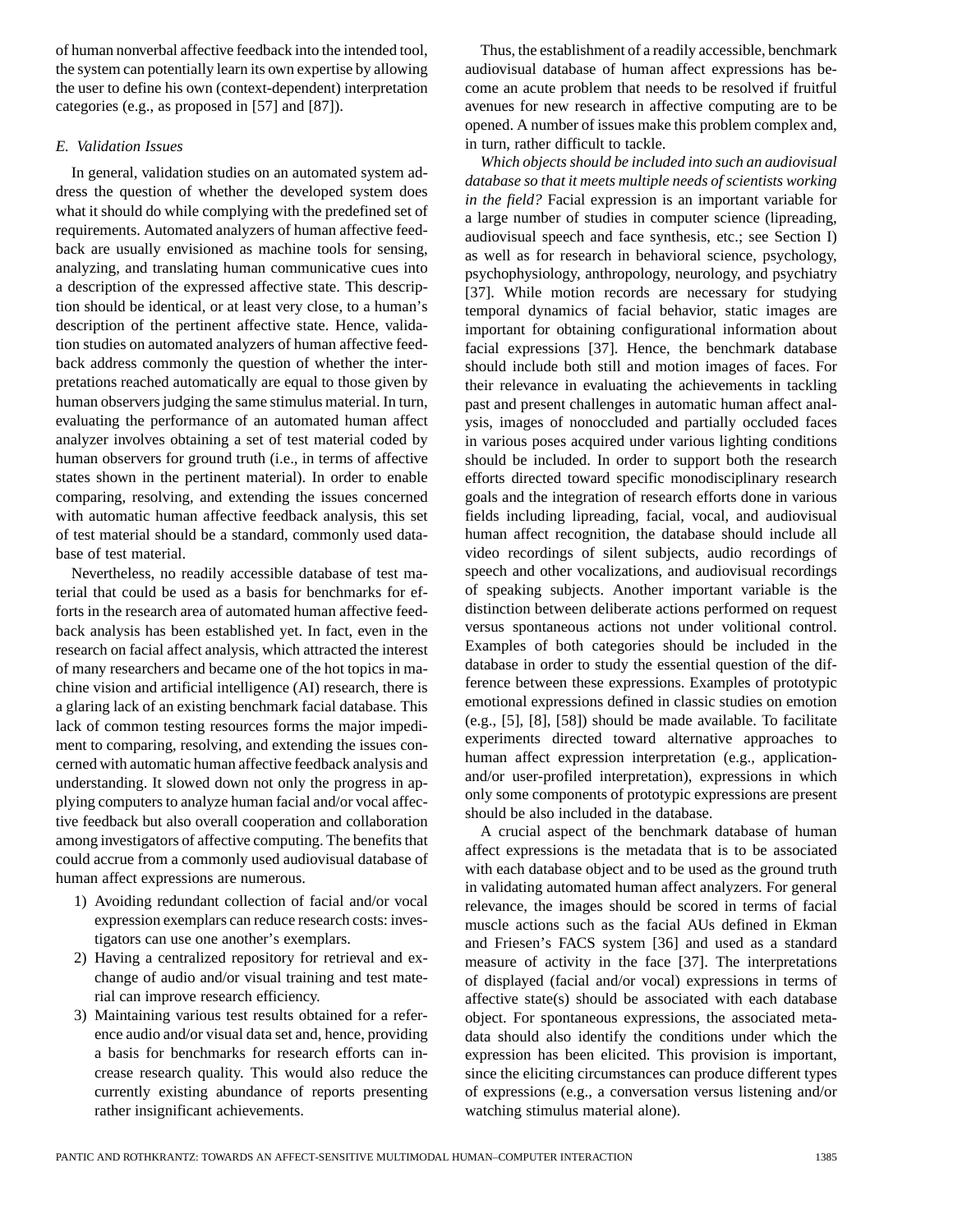of human nonverbal affective feedback into the intended tool, the system can potentially learn its own expertise by allowing the user to define his own (context-dependent) interpretation categories (e.g., as proposed in [57] and [87]).

### *E. Validation Issues*

In general, validation studies on an automated system address the question of whether the developed system does what it should do while complying with the predefined set of requirements. Automated analyzers of human affective feedback are usually envisioned as machine tools for sensing, analyzing, and translating human communicative cues into a description of the expressed affective state. This description should be identical, or at least very close, to a human's description of the pertinent affective state. Hence, validation studies on automated analyzers of human affective feedback address commonly the question of whether the interpretations reached automatically are equal to those given by human observers judging the same stimulus material. In turn, evaluating the performance of an automated human affect analyzer involves obtaining a set of test material coded by human observers for ground truth (i.e., in terms of affective states shown in the pertinent material). In order to enable comparing, resolving, and extending the issues concerned with automatic human affective feedback analysis, this set of test material should be a standard, commonly used database of test material.

Nevertheless, no readily accessible database of test material that could be used as a basis for benchmarks for efforts in the research area of automated human affective feedback analysis has been established yet. In fact, even in the research on facial affect analysis, which attracted the interest of many researchers and became one of the hot topics in machine vision and artificial intelligence (AI) research, there is a glaring lack of an existing benchmark facial database. This lack of common testing resources forms the major impediment to comparing, resolving, and extending the issues concerned with automatic human affective feedback analysis and understanding. It slowed down not only the progress in applying computers to analyze human facial and/or vocal affective feedback but also overall cooperation and collaboration among investigators of affective computing. The benefits that could accrue from a commonly used audiovisual database of human affect expressions are numerous.

1) Avoiding redundant collection of facial and/or vocal expression exemplars can reduce research costs: investigators can use one another's exemplars.
2) Having a centralized repository for retrieval and exchange of audio and/or visual training and test material can improve research efficiency.
3) Maintaining various test results obtained for a reference audio and/or visual data set and, hence, providing a basis for benchmarks for research efforts can increase research quality. This would also reduce the currently existing abundance of reports presenting rather insignificant achievements.

Thus, the establishment of a readily accessible, benchmark audiovisual database of human affect expressions has become an acute problem that needs to be resolved if fruitful avenues for new research in affective computing are to be opened. A number of issues make this problem complex and, in turn, rather difficult to tackle.

*Which objects should be included into such an audiovisual database so that it meets multiple needs of scientists working in the field?* Facial expression is an important variable for a large number of studies in computer science (lipreading, audiovisual speech and face synthesis, etc.; see Section I) as well as for research in behavioral science, psychology, psychophysiology, anthropology, neurology, and psychiatry [37]. While motion records are necessary for studying temporal dynamics of facial behavior, static images are important for obtaining configurational information about facial expressions [37]. Hence, the benchmark database should include both still and motion images of faces. For their relevance in evaluating the achievements in tackling past and present challenges in automatic human affect analysis, images of nonoccluded and partially occluded faces in various poses acquired under various lighting conditions should be included. In order to support both the research efforts directed toward specific monodisciplinary research goals and the integration of research efforts done in various fields including lipreading, facial, vocal, and audiovisual human affect recognition, the database should include all video recordings of silent subjects, audio recordings of speech and other vocalizations, and audiovisual recordings of speaking subjects. Another important variable is the distinction between deliberate actions performed on request versus spontaneous actions not under volitional control. Examples of both categories should be included in the database in order to study the essential question of the difference between these expressions. Examples of prototypic emotional expressions defined in classic studies on emotion (e.g., [5], [8], [58]) should be made available. To facilitate experiments directed toward alternative approaches to human affect expression interpretation (e.g., application- and/or user-profiled interpretation), expressions in which only some components of prototypic expressions are present should be also included in the database.

A crucial aspect of the benchmark database of human affect expressions is the metadata that is to be associated with each database object and to be used as the ground truth in validating automated human affect analyzers. For general relevance, the images should be scored in terms of facial muscle actions such as the facial AUs defined in Ekman and Friesen's FACS system [36] and used as a standard measure of activity in the face [37]. The interpretations of displayed (facial and/or vocal) expressions in terms of affective state(s) should be associated with each database object. For spontaneous expressions, the associated metadata should also identify the conditions under which the expression has been elicited. This provision is important, since the eliciting circumstances can produce different types of expressions (e.g., a conversation versus listening and/or watching stimulus material alone).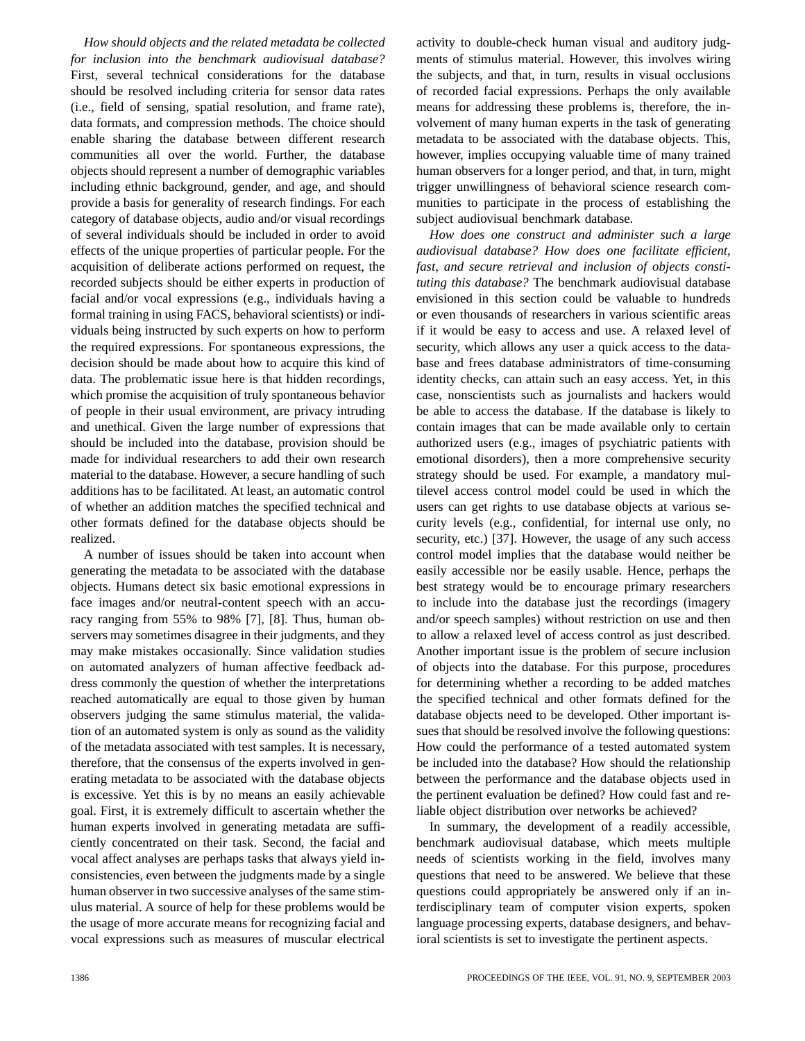*How should objects and the related metadata be collected for inclusion into the benchmark audiovisual database?* First, several technical considerations for the database should be resolved including criteria for sensor data rates (i.e., field of sensing, spatial resolution, and frame rate), data formats, and compression methods. The choice should enable sharing the database between different research communities all over the world. Further, the database objects should represent a number of demographic variables including ethnic background, gender, and age, and should provide a basis for generality of research findings. For each category of database objects, audio and/or visual recordings of several individuals should be included in order to avoid effects of the unique properties of particular people. For the acquisition of deliberate actions performed on request, the recorded subjects should be either experts in production of facial and/or vocal expressions (e.g., individuals having a formal training in using FACS, behavioral scientists) or individuals being instructed by such experts on how to perform the required expressions. For spontaneous expressions, the decision should be made about how to acquire this kind of data. The problematic issue here is that hidden recordings, which promise the acquisition of truly spontaneous behavior of people in their usual environment, are privacy intruding and unethical. Given the large number of expressions that should be included into the database, provision should be made for individual researchers to add their own research material to the database. However, a secure handling of such additions has to be facilitated. At least, an automatic control of whether an addition matches the specified technical and other formats defined for the database objects should be realized.

A number of issues should be taken into account when generating the metadata to be associated with the database objects. Humans detect six basic emotional expressions in face images and/or neutral-content speech with an accuracy ranging from 55% to 98% [7], [8]. Thus, human observers may sometimes disagree in their judgments, and they may make mistakes occasionally. Since validation studies on automated analyzers of human affective feedback address commonly the question of whether the interpretations reached automatically are equal to those given by human observers judging the same stimulus material, the validation of an automated system is only as sound as the validity of the metadata associated with test samples. It is necessary, therefore, that the consensus of the experts involved in generating metadata to be associated with the database objects is excessive. Yet this is by no means an easily achievable goal. First, it is extremely difficult to ascertain whether the human experts involved in generating metadata are sufficiently concentrated on their task. Second, the facial and vocal affect analyses are perhaps tasks that always yield inconsistencies, even between the judgments made by a single human observer in two successive analyses of the same stimulus material. A source of help for these problems would be the usage of more accurate means for recognizing facial and vocal expressions such as measures of muscular electrical activity to double-check human visual and auditory judgments of stimulus material. However, this involves wiring the subjects, and that, in turn, results in visual occlusions of recorded facial expressions. Perhaps the only available means for addressing these problems is, therefore, the involvement of many human experts in the task of generating metadata to be associated with the database objects. This, however, implies occupying valuable time of many trained human observers for a longer period, and that, in turn, might trigger unwillingness of behavioral science research communities to participate in the process of establishing the subject audiovisual benchmark database.

*How does one construct and administer such a large audiovisual database? How does one facilitate efficient, fast, and secure retrieval and inclusion of objects constituting this database?* The benchmark audiovisual database envisioned in this section could be valuable to hundreds or even thousands of researchers in various scientific areas if it would be easy to access and use. A relaxed level of security, which allows any user a quick access to the database and frees database administrators of time-consuming identity checks, can attain such an easy access. Yet, in this case, nonscientists such as journalists and hackers would be able to access the database. If the database is likely to contain images that can be made available only to certain authorized users (e.g., images of psychiatric patients with emotional disorders), then a more comprehensive security strategy should be used. For example, a mandatory multilevel access control model could be used in which the users can get rights to use database objects at various security levels (e.g., confidential, for internal use only, no security, etc.) [37]. However, the usage of any such access control model implies that the database would neither be easily accessible nor be easily usable. Hence, perhaps the best strategy would be to encourage primary researchers to include into the database just the recordings (imagery and/or speech samples) without restriction on use and then to allow a relaxed level of access control as just described. Another important issue is the problem of secure inclusion of objects into the database. For this purpose, procedures for determining whether a recording to be added matches the specified technical and other formats defined for the database objects need to be developed. Other important issues that should be resolved involve the following questions: How could the performance of a tested automated system be included into the database? How should the relationship between the performance and the database objects used in the pertinent evaluation be defined? How could fast and reliable object distribution over networks be achieved?

In summary, the development of a readily accessible, benchmark audiovisual database, which meets multiple needs of scientists working in the field, involves many questions that need to be answered. We believe that these questions could appropriately be answered only if an interdisciplinary team of computer vision experts, spoken language processing experts, database designers, and behavioral scientists is set to investigate the pertinent aspects.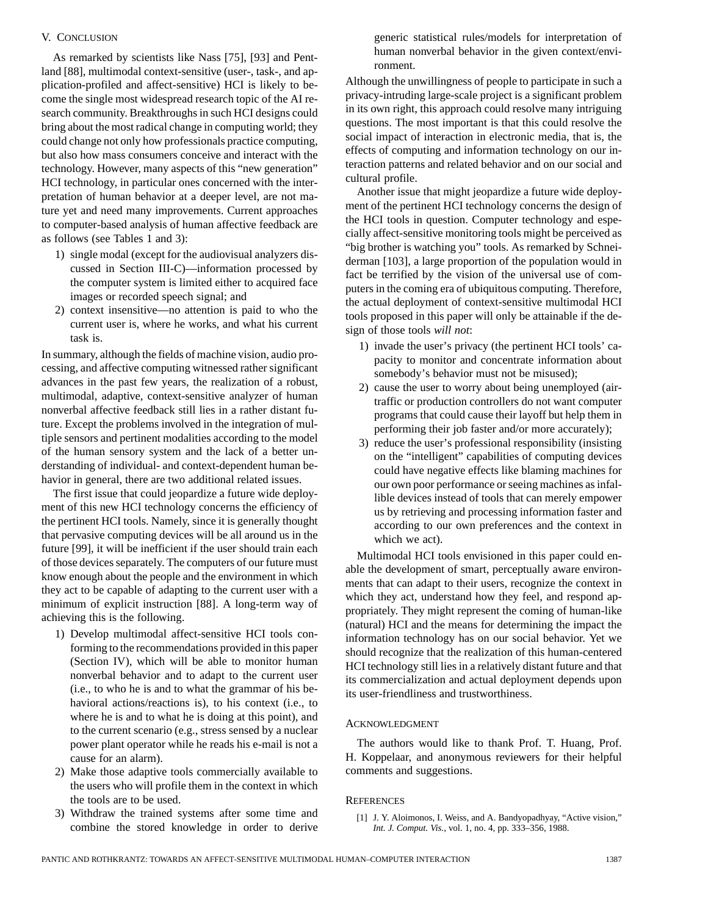## V. Conclusion

As remarked by scientists like Nass [75], [93] and Pentland [88], multimodal context-sensitive (user-, task-, and application-profiled and affect-sensitive) HCI is likely to become the single most widespread research topic of the AI research community. Breakthroughs in such HCI designs could bring about the most radical change in computing world; they could change not only how professionals practice computing, but also how mass consumers conceive and interact with the technology. However, many aspects of this "new generation" HCI technology, in particular ones concerned with the interpretation of human behavior at a deeper level, are not mature yet and need many improvements. Current approaches to computer-based analysis of human affective feedback are as follows (see Tables 1 and 3):

1) single modal (except for the audiovisual analyzers discussed in Section III-C)—information processed by the computer system is limited either to acquired face images or recorded speech signal; and
2) context insensitive—no attention is paid to who the current user is, where he works, and what his current task is.

In summary, although the fields of machine vision, audio processing, and affective computing witnessed rather significant advances in the past few years, the realization of a robust, multimodal, adaptive, context-sensitive analyzer of human nonverbal affective feedback still lies in a rather distant future. Except the problems involved in the integration of multiple sensors and pertinent modalities according to the model of the human sensory system and the lack of a better understanding of individual- and context-dependent human behavior in general, there are two additional related issues.

The first issue that could jeopardize a future wide deployment of this new HCI technology concerns the efficiency of the pertinent HCI tools. Namely, since it is generally thought that pervasive computing devices will be all around us in the future [99], it will be inefficient if the user should train each of those devices separately. The computers of our future must know enough about the people and the environment in which they act to be capable of adapting to the current user with a minimum of explicit instruction [88]. A long-term way of achieving this is the following.

1) Develop multimodal affect-sensitive HCI tools conforming to the recommendations provided in this paper (Section IV), which will be able to monitor human nonverbal behavior and to adapt to the current user (i.e., to who he is and to what the grammar of his behavioral actions/reactions is), to his context (i.e., to where he is and to what he is doing at this point), and to the current scenario (e.g., stress sensed by a nuclear power plant operator while he reads his e-mail is not a cause for an alarm).
2) Make those adaptive tools commercially available to the users who will profile them in the context in which the tools are to be used.
3) Withdraw the trained systems after some time and combine the stored knowledge in order to derive generic statistical rules/models for interpretation of human nonverbal behavior in the given context/environment.

Although the unwillingness of people to participate in such a privacy-intruding large-scale project is a significant problem in its own right, this approach could resolve many intriguing questions. The most important is that this could resolve the social impact of interaction in electronic media, that is, the effects of computing and information technology on our interaction patterns and related behavior and on our social and cultural profile.

Another issue that might jeopardize a future wide deployment of the pertinent HCI technology concerns the design of the HCI tools in question. Computer technology and especially affect-sensitive monitoring tools might be perceived as "big brother is watching you" tools. As remarked by Schneiderman [103], a large proportion of the population would in fact be terrified by the vision of the universal use of computers in the coming era of ubiquitous computing. Therefore, the actual deployment of context-sensitive multimodal HCI tools proposed in this paper will only be attainable if the design of those tools *will not*:

1) invade the user's privacy (the pertinent HCI tools' capacity to monitor and concentrate information about somebody's behavior must not be misused);
2) cause the user to worry about being unemployed (air-traffic or production controllers do not want computer programs that could cause their layoff but help them in performing their job faster and/or more accurately);
3) reduce the user's professional responsibility (insisting on the "intelligent" capabilities of computing devices could have negative effects like blaming machines for our own poor performance or seeing machines as infallible devices instead of tools that can merely empower us by retrieving and processing information faster and according to our own preferences and the context in which we act).

Multimodal HCI tools envisioned in this paper could enable the development of smart, perceptually aware environments that can adapt to their users, recognize the context in which they act, understand how they feel, and respond appropriately. They might represent the coming of human-like (natural) HCI and the means for determining the impact the information technology has on our social behavior. Yet we should recognize that the realization of this human-centered HCI technology still lies in a relatively distant future and that its commercialization and actual deployment depends upon its user-friendliness and trustworthiness.

## Acknowledgment

The authors would like to thank Prof. T. Huang, Prof. H. Koppelaar, and anonymous reviewers for their helpful comments and suggestions.

## References

[1] J. Y. Aloimonos, I. Weiss, and A. Bandyopadhyay, "Active vision," *Int. J. Comput. Vis.*, vol. 1, no. 4, pp. 333–356, 1988.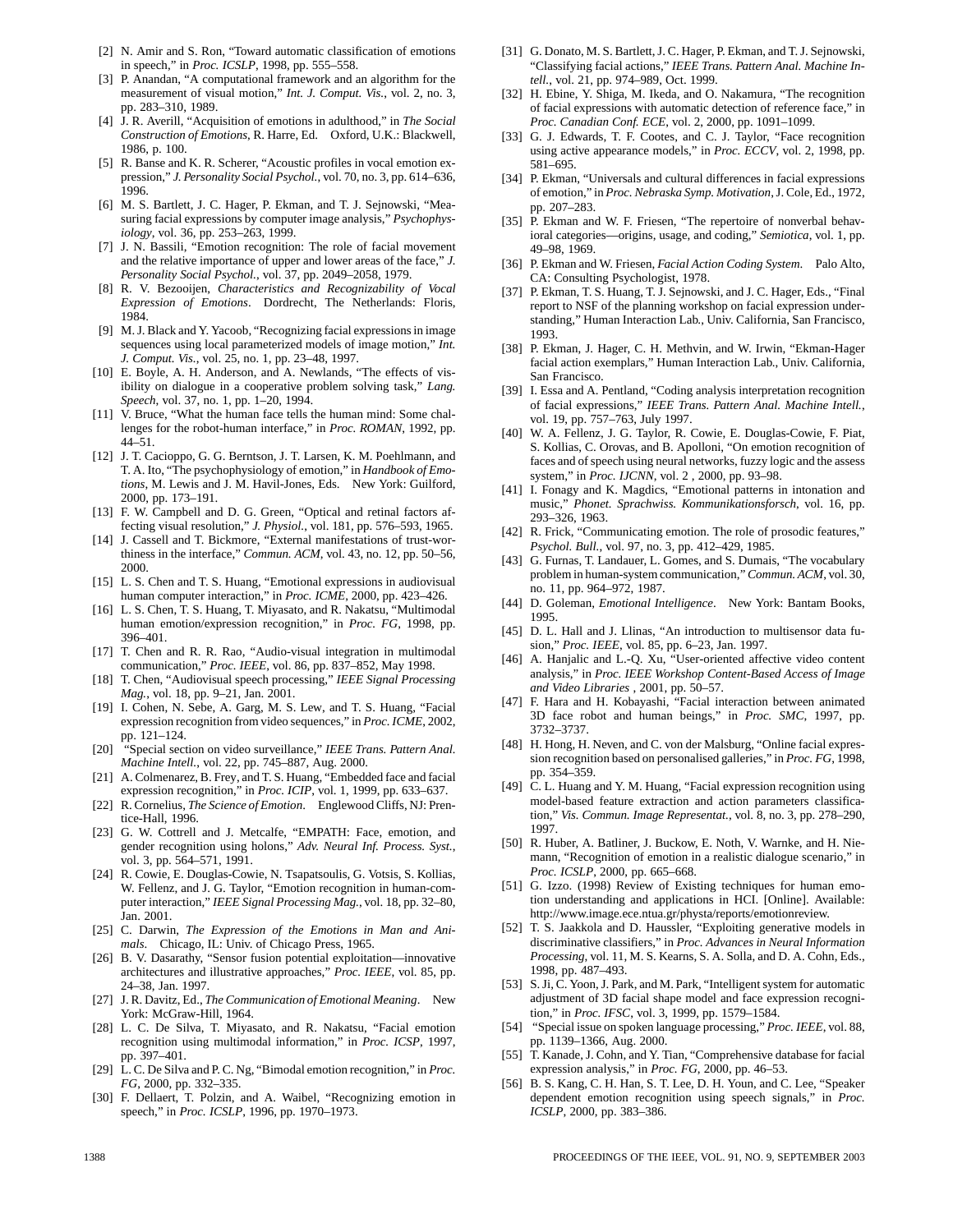[2] N. Amir and S. Ron, "Toward automatic classification of emotions in speech," in *Proc. ICSLP*, 1998, pp. 555–558.

[3] P. Anandan, "A computational framework and an algorithm for the measurement of visual motion," *Int. J. Comput. Vis.*, vol. 2, no. 3, pp. 283–310, 1989.

[4] J. R. Averill, "Acquisition of emotions in adulthood," in *The Social Construction of Emotions*, R. Harre, Ed. Oxford, U.K.: Blackwell, 1986, p. 100.

[5] R. Banse and K. R. Scherer, "Acoustic profiles in vocal emotion expression," *J. Personality Social Psychol.*, vol. 70, no. 3, pp. 614–636, 1996.

[6] M. S. Bartlett, J. C. Hager, P. Ekman, and T. J. Sejnowski, "Measuring facial expressions by computer image analysis," *Psychophysiology*, vol. 36, pp. 253–263, 1999.

[7] J. N. Bassili, "Emotion recognition: The role of facial movement and the relative importance of upper and lower areas of the face," *J. Personality Social Psychol.*, vol. 37, pp. 2049–2058, 1979.

[8] R. V. Bezooijen, *Characteristics and Recognizability of Vocal Expression of Emotions*. Dordrecht, The Netherlands: Floris, 1984.

[9] M. J. Black and Y. Yacoob, "Recognizing facial expressions in image sequences using local parameterized models of image motion," *Int. J. Comput. Vis.*, vol. 25, no. 1, pp. 23–48, 1997.

[10] E. Boyle, A. H. Anderson, and A. Newlands, "The effects of visibility on dialogue in a cooperative problem solving task," *Lang. Speech*, vol. 37, no. 1, pp. 1–20, 1994.

[11] V. Bruce, "What the human face tells the human mind: Some challenges for the robot-human interface," in *Proc. ROMAN*, 1992, pp. 44–51.

[12] J. T. Cacioppo, G. G. Berntson, J. T. Larsen, K. M. Poehlmann, and T. A. Ito, "The psychophysiology of emotion," in *Handbook of Emotions*, M. Lewis and J. M. Havil-Jones, Eds. New York: Guilford, 2000, pp. 173–191.

[13] F. W. Campbell and D. G. Green, "Optical and retinal factors affecting visual resolution," *J. Physiol.*, vol. 181, pp. 576–593, 1965.

[14] J. Cassell and T. Bickmore, "External manifestations of trust-worthiness in the interface," *Commun. ACM*, vol. 43, no. 12, pp. 50–56, 2000.

[15] L. S. Chen and T. S. Huang, "Emotional expressions in audiovisual human computer interaction," in *Proc. ICME*, 2000, pp. 423–426.

[16] L. S. Chen, T. S. Huang, T. Miyasato, and R. Nakatsu, "Multimodal human emotion/expression recognition," in *Proc. FG*, 1998, pp. 396–401.

[17] T. Chen and R. R. Rao, "Audio-visual integration in multimodal communication," *Proc. IEEE*, vol. 86, pp. 837–852, May 1998.

[18] T. Chen, "Audiovisual speech processing," *IEEE Signal Processing Mag.*, vol. 18, pp. 9–21, Jan. 2001.

[19] I. Cohen, N. Sebe, A. Garg, M. S. Lew, and T. S. Huang, "Facial expression recognition from video sequences," in *Proc. ICME*, 2002, pp. 121–124.

[20] "Special section on video surveillance," *IEEE Trans. Pattern Anal. Machine Intell.*, vol. 22, pp. 745–887, Aug. 2000.

[21] A. Colmenarez, B. Frey, and T. S. Huang, "Embedded face and facial expression recognition," in *Proc. ICIP*, vol. 1, 1999, pp. 633–637.

[22] R. Cornelius, *The Science of Emotion*. Englewood Cliffs, NJ: Prentice-Hall, 1996.

[23] G. W. Cottrell and J. Metcalfe, "EMPATH: Face, emotion, and gender recognition using holons," *Adv. Neural Inf. Process. Syst.*, vol. 3, pp. 564–571, 1991.

[24] R. Cowie, E. Douglas-Cowie, N. Tsapatsoulis, G. Votsis, S. Kollias, W. Fellenz, and J. G. Taylor, "Emotion recognition in human-computer interaction," *IEEE Signal Processing Mag.*, vol. 18, pp. 32–80, Jan. 2001.

[25] C. Darwin, *The Expression of the Emotions in Man and Animals*. Chicago, IL: Univ. of Chicago Press, 1965.

[26] B. V. Dasarathy, "Sensor fusion potential exploitation—innovative architectures and illustrative approaches," *Proc. IEEE*, vol. 85, pp. 24–38, Jan. 1997.

[27] J. R. Davitz, Ed., *The Communication of Emotional Meaning*. New York: McGraw-Hill, 1964.

[28] L. C. De Silva, T. Miyasato, and R. Nakatsu, "Facial emotion recognition using multimodal information," in *Proc. ICSP*, 1997, pp. 397–401.

[29] L. C. De Silva and P. C. Ng, "Bimodal emotion recognition," in *Proc. FG*, 2000, pp. 332–335.

[30] F. Dellaert, T. Polzin, and A. Waibel, "Recognizing emotion in speech," in *Proc. ICSLP*, 1996, pp. 1970–1973.

[31] G. Donato, M. S. Bartlett, J. C. Hager, P. Ekman, and T. J. Sejnowski, "Classifying facial actions," *IEEE Trans. Pattern Anal. Machine Intell.*, vol. 21, pp. 974–989, Oct. 1999.

[32] H. Ebine, Y. Shiga, M. Ikeda, and O. Nakamura, "The recognition of facial expressions with automatic detection of reference face," in *Proc. Canadian Conf. ECE*, vol. 2, 2000, pp. 1091–1099.

[33] G. J. Edwards, T. F. Cootes, and C. J. Taylor, "Face recognition using active appearance models," in *Proc. ECCV*, vol. 2, 1998, pp. 581–695.

[34] P. Ekman, "Universals and cultural differences in facial expressions of emotion," in *Proc. Nebraska Symp. Motivation*, J. Cole, Ed., 1972, pp. 207–283.

[35] P. Ekman and W. F. Friesen, "The repertoire of nonverbal behavioral categories—origins, usage, and coding," *Semiotica*, vol. 1, pp. 49–98, 1969.

[36] P. Ekman and W. Friesen, *Facial Action Coding System*. Palo Alto, CA: Consulting Psychologist, 1978.

[37] P. Ekman, T. S. Huang, T. J. Sejnowski, and J. C. Hager, Eds., "Final report to NSF of the planning workshop on facial expression understanding," Human Interaction Lab., Univ. California, San Francisco, 1993.

[38] P. Ekman, J. Hager, C. H. Methvin, and W. Irwin, "Ekman-Hager facial action exemplars," Human Interaction Lab., Univ. California, San Francisco.

[39] I. Essa and A. Pentland, "Coding analysis interpretation recognition of facial expressions," *IEEE Trans. Pattern Anal. Machine Intell.*, vol. 19, pp. 757–763, July 1997.

[40] W. A. Fellenz, J. G. Taylor, R. Cowie, E. Douglas-Cowie, F. Piat, S. Kollias, C. Orovas, and B. Apolloni, "On emotion recognition of faces and of speech using neural networks, fuzzy logic and the assess system," in *Proc. IJCNN*, vol. 2 , 2000, pp. 93–98.

[41] I. Fonagy and K. Magdics, "Emotional patterns in intonation and music," *Phonet. Sprachwiss. Kommunikationsforsch*, vol. 16, pp. 293–326, 1963.

[42] R. Frick, "Communicating emotion. The role of prosodic features," *Psychol. Bull.*, vol. 97, no. 3, pp. 412–429, 1985.

[43] G. Furnas, T. Landauer, L. Gomes, and S. Dumais, "The vocabulary problem in human-system communication," *Commun. ACM*, vol. 30, no. 11, pp. 964–972, 1987.

[44] D. Goleman, *Emotional Intelligence*. New York: Bantam Books, 1995.

[45] D. L. Hall and J. Llinas, "An introduction to multisensor data fusion," *Proc. IEEE*, vol. 85, pp. 6–23, Jan. 1997.

[46] A. Hanjalic and L.-Q. Xu, "User-oriented affective video content analysis," in *Proc. IEEE Workshop Content-Based Access of Image and Video Libraries* , 2001, pp. 50–57.

[47] F. Hara and H. Kobayashi, "Facial interaction between animated 3D face robot and human beings," in *Proc. SMC*, 1997, pp. 3732–3737.

[48] H. Hong, H. Neven, and C. von der Malsburg, "Online facial expression recognition based on personalised galleries," in *Proc. FG*, 1998, pp. 354–359.

[49] C. L. Huang and Y. M. Huang, "Facial expression recognition using model-based feature extraction and action parameters classification," *Vis. Commun. Image Representat.*, vol. 8, no. 3, pp. 278–290, 1997.

[50] R. Huber, A. Batliner, J. Buckow, E. Noth, V. Warnke, and H. Niemann, "Recognition of emotion in a realistic dialogue scenario," in *Proc. ICSLP*, 2000, pp. 665–668.

[51] G. Izzo. (1998) Review of Existing techniques for human emotion understanding and applications in HCI. [Online]. Available: http://www.image.ece.ntua.gr/physta/reports/emotionreview.

[52] T. S. Jaakkola and D. Haussler, "Exploiting generative models in discriminative classifiers," in *Proc. Advances in Neural Information Processing*, vol. 11, M. S. Kearns, S. A. Solla, and D. A. Cohn, Eds., 1998, pp. 487–493.

[53] S. Ji, C. Yoon, J. Park, and M. Park, "Intelligent system for automatic adjustment of 3D facial shape model and face expression recognition," in *Proc. IFSC*, vol. 3, 1999, pp. 1579–1584.

[54] "Special issue on spoken language processing," *Proc. IEEE*, vol. 88, pp. 1139–1366, Aug. 2000.

[55] T. Kanade, J. Cohn, and Y. Tian, "Comprehensive database for facial expression analysis," in *Proc. FG*, 2000, pp. 46–53.

[56] B. S. Kang, C. H. Han, S. T. Lee, D. H. Youn, and C. Lee, "Speaker dependent emotion recognition using speech signals," in *Proc. ICSLP*, 2000, pp. 383–386.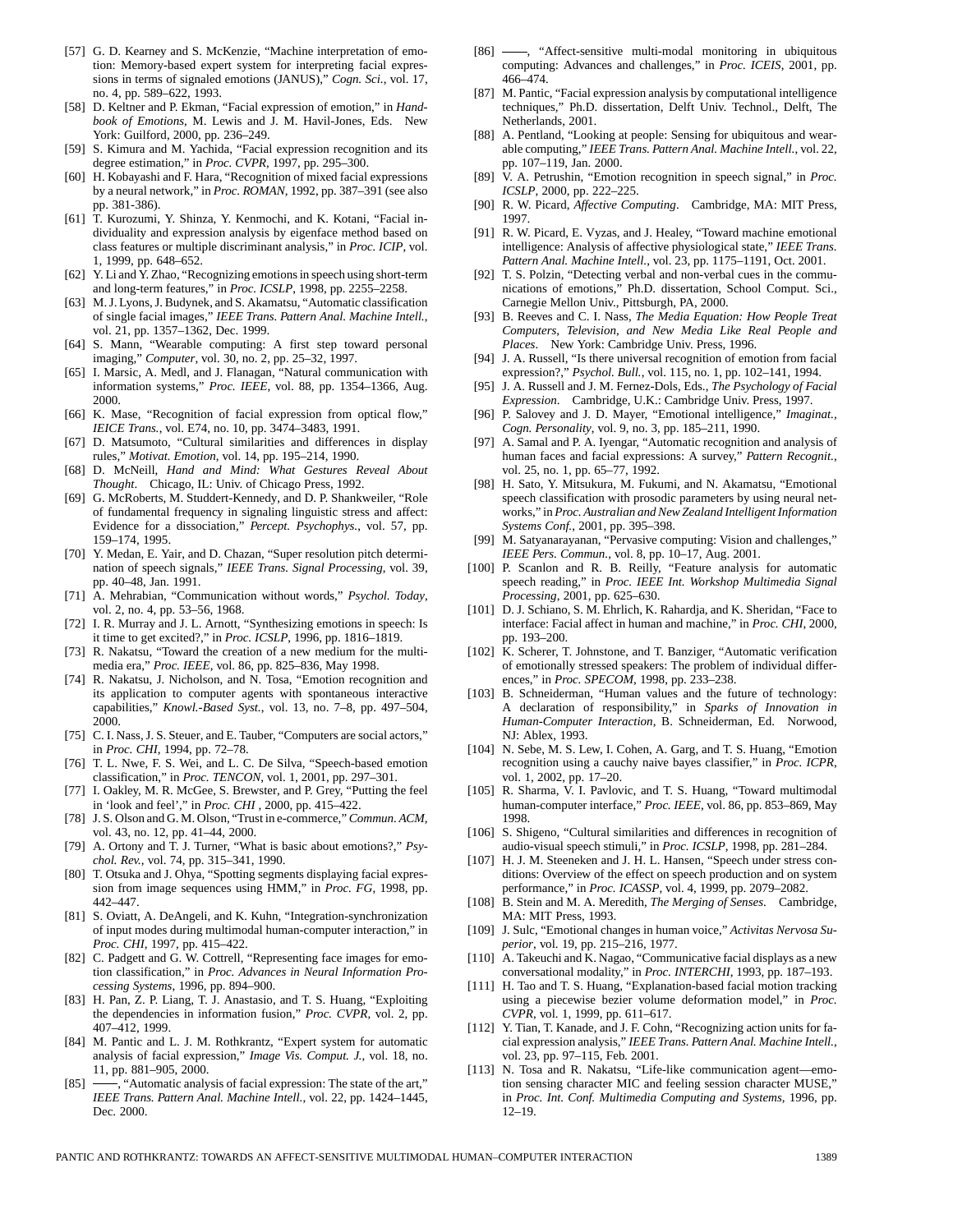[57] G. D. Kearney and S. McKenzie, "Machine interpretation of emotion: Memory-based expert system for interpreting facial expressions in terms of signaled emotions (JANUS)," *Cogn. Sci.*, vol. 17, no. 4, pp. 589–622, 1993.

[58] D. Keltner and P. Ekman, "Facial expression of emotion," in *Handbook of Emotions*, M. Lewis and J. M. Havil-Jones, Eds. New York: Guilford, 2000, pp. 236–249.

[59] S. Kimura and M. Yachida, "Facial expression recognition and its degree estimation," in *Proc. CVPR*, 1997, pp. 295–300.

[60] H. Kobayashi and F. Hara, "Recognition of mixed facial expressions by a neural network," in *Proc. ROMAN*, 1992, pp. 387–391 (see also pp. 381-386).

[61] T. Kurozumi, Y. Shinza, Y. Kenmochi, and K. Kotani, "Facial individuality and expression analysis by eigenface method based on class features or multiple discriminant analysis," in *Proc. ICIP*, vol. 1, 1999, pp. 648–652.

[62] Y. Li and Y. Zhao, "Recognizing emotions in speech using short-term and long-term features," in *Proc. ICSLP*, 1998, pp. 2255–2258.

[63] M. J. Lyons, J. Budynek, and S. Akamatsu, "Automatic classification of single facial images," *IEEE Trans. Pattern Anal. Machine Intell.*, vol. 21, pp. 1357–1362, Dec. 1999.

[64] S. Mann, "Wearable computing: A first step toward personal imaging," *Computer*, vol. 30, no. 2, pp. 25–32, 1997.

[65] I. Marsic, A. Medl, and J. Flanagan, "Natural communication with information systems," *Proc. IEEE*, vol. 88, pp. 1354–1366, Aug. 2000.

[66] K. Mase, "Recognition of facial expression from optical flow," *IEICE Trans.*, vol. E74, no. 10, pp. 3474–3483, 1991.

[67] D. Matsumoto, "Cultural similarities and differences in display rules," *Motivat. Emotion*, vol. 14, pp. 195–214, 1990.

[68] D. McNeill, *Hand and Mind: What Gestures Reveal About Thought*. Chicago, IL: Univ. of Chicago Press, 1992.

[69] G. McRoberts, M. Studdert-Kennedy, and D. P. Shankweiler, "Role of fundamental frequency in signaling linguistic stress and affect: Evidence for a dissociation," *Percept. Psychophys.*, vol. 57, pp. 159–174, 1995.

[70] Y. Medan, E. Yair, and D. Chazan, "Super resolution pitch determination of speech signals," *IEEE Trans. Signal Processing*, vol. 39, pp. 40–48, Jan. 1991.

[71] A. Mehrabian, "Communication without words," *Psychol. Today*, vol. 2, no. 4, pp. 53–56, 1968.

[72] I. R. Murray and J. L. Arnott, "Synthesizing emotions in speech: Is it time to get excited?," in *Proc. ICSLP*, 1996, pp. 1816–1819.

[73] R. Nakatsu, "Toward the creation of a new medium for the multimedia era," *Proc. IEEE*, vol. 86, pp. 825–836, May 1998.

[74] R. Nakatsu, J. Nicholson, and N. Tosa, "Emotion recognition and its application to computer agents with spontaneous interactive capabilities," *Knowl.-Based Syst.*, vol. 13, no. 7–8, pp. 497–504, 2000.

[75] C. I. Nass, J. S. Steuer, and E. Tauber, "Computers are social actors," in *Proc. CHI*, 1994, pp. 72–78.

[76] T. L. Nwe, F. S. Wei, and L. C. De Silva, "Speech-based emotion classification," in *Proc. TENCON*, vol. 1, 2001, pp. 297–301.

[77] I. Oakley, M. R. McGee, S. Brewster, and P. Grey, "Putting the feel in 'look and feel'," in *Proc. CHI*, 2000, pp. 415–422.

[78] J. S. Olson and G. M. Olson, "Trust in e-commerce," *Commun. ACM*, vol. 43, no. 12, pp. 41–44, 2000.

[79] A. Ortony and T. J. Turner, "What is basic about emotions?," *Psychol. Rev.*, vol. 74, pp. 315–341, 1990.

[80] T. Otsuka and J. Ohya, "Spotting segments displaying facial expression from image sequences using HMM," in *Proc. FG*, 1998, pp. 442–447.

[81] S. Oviatt, A. DeAngeli, and K. Kuhn, "Integration-synchronization of input modes during multimodal human-computer interaction," in *Proc. CHI*, 1997, pp. 415–422.

[82] C. Padgett and G. W. Cottrell, "Representing face images for emotion classification," in *Proc. Advances in Neural Information Processing Systems*, 1996, pp. 894–900.

[83] H. Pan, Z. P. Liang, T. J. Anastasio, and T. S. Huang, "Exploiting the dependencies in information fusion," *Proc. CVPR*, vol. 2, pp. 407–412, 1999.

[84] M. Pantic and L. J. M. Rothkrantz, "Expert system for automatic analysis of facial expression," *Image Vis. Comput. J.*, vol. 18, no. 11, pp. 881–905, 2000.

[85] ——, "Automatic analysis of facial expression: The state of the art," *IEEE Trans. Pattern Anal. Machine Intell.*, vol. 22, pp. 1424–1445, Dec. 2000.

[86] ——, "Affect-sensitive multi-modal monitoring in ubiquitous computing: Advances and challenges," in *Proc. ICEIS*, 2001, pp. 466–474.

[87] M. Pantic, "Facial expression analysis by computational intelligence techniques," Ph.D. dissertation, Delft Univ. Technol., Delft, The Netherlands, 2001.

[88] A. Pentland, "Looking at people: Sensing for ubiquitous and wearable computing," *IEEE Trans. Pattern Anal. Machine Intell.*, vol. 22, pp. 107–119, Jan. 2000.

[89] V. A. Petrushin, "Emotion recognition in speech signal," in *Proc. ICSLP*, 2000, pp. 222–225.

[90] R. W. Picard, *Affective Computing*. Cambridge, MA: MIT Press, 1997.

[91] R. W. Picard, E. Vyzas, and J. Healey, "Toward machine emotional intelligence: Analysis of affective physiological state," *IEEE Trans. Pattern Anal. Machine Intell.*, vol. 23, pp. 1175–1191, Oct. 2001.

[92] T. S. Polzin, "Detecting verbal and non-verbal cues in the communications of emotions," Ph.D. dissertation, School Comput. Sci., Carnegie Mellon Univ., Pittsburgh, PA, 2000.

[93] B. Reeves and C. I. Nass, *The Media Equation: How People Treat Computers, Television, and New Media Like Real People and Places*. New York: Cambridge Univ. Press, 1996.

[94] J. A. Russell, "Is there universal recognition of emotion from facial expression?," *Psychol. Bull.*, vol. 115, no. 1, pp. 102–141, 1994.

[95] J. A. Russell and J. M. Fernez-Dols, Eds., *The Psychology of Facial Expression*. Cambridge, U.K.: Cambridge Univ. Press, 1997.

[96] P. Salovey and J. D. Mayer, "Emotional intelligence," *Imaginat., Cogn. Personality*, vol. 9, no. 3, pp. 185–211, 1990.

[97] A. Samal and P. A. Iyengar, "Automatic recognition and analysis of human faces and facial expressions: A survey," *Pattern Recognit.*, vol. 25, no. 1, pp. 65–77, 1992.

[98] H. Sato, Y. Mitsukura, M. Fukumi, and N. Akamatsu, "Emotional speech classification with prosodic parameters by using neural networks," in *Proc. Australian and New Zealand Intelligent Information Systems Conf.*, 2001, pp. 395–398.

[99] M. Satyanarayanan, "Pervasive computing: Vision and challenges," *IEEE Pers. Commun.*, vol. 8, pp. 10–17, Aug. 2001.

[100] P. Scanlon and R. B. Reilly, "Feature analysis for automatic speech reading," in *Proc. IEEE Int. Workshop Multimedia Signal Processing*, 2001, pp. 625–630.

[101] D. J. Schiano, S. M. Ehrlich, K. Rahardja, and K. Sheridan, "Face to interface: Facial affect in human and machine," in *Proc. CHI*, 2000, pp. 193–200.

[102] K. Scherer, T. Johnstone, and T. Banziger, "Automatic verification of emotionally stressed speakers: The problem of individual differences," in *Proc. SPECOM*, 1998, pp. 233–238.

[103] B. Schneiderman, "Human values and the future of technology: A declaration of responsibility," in *Sparks of Innovation in Human-Computer Interaction*, B. Schneiderman, Ed. Norwood, NJ: Ablex, 1993.

[104] N. Sebe, M. S. Lew, I. Cohen, A. Garg, and T. S. Huang, "Emotion recognition using a cauchy naive bayes classifier," in *Proc. ICPR*, vol. 1, 2002, pp. 17–20.

[105] R. Sharma, V. I. Pavlovic, and T. S. Huang, "Toward multimodal human-computer interface," *Proc. IEEE*, vol. 86, pp. 853–869, May 1998.

[106] S. Shigeno, "Cultural similarities and differences in recognition of audio-visual speech stimuli," in *Proc. ICSLP*, 1998, pp. 281–284.

[107] H. J. M. Steeneken and J. H. L. Hansen, "Speech under stress conditions: Overview of the effect on speech production and on system performance," in *Proc. ICASSP*, vol. 4, 1999, pp. 2079–2082.

[108] B. Stein and M. A. Meredith, *The Merging of Senses*. Cambridge, MA: MIT Press, 1993.

[109] J. Sulc, "Emotional changes in human voice," *Activitas Nervosa Superior*, vol. 19, pp. 215–216, 1977.

[110] A. Takeuchi and K. Nagao, "Communicative facial displays as a new conversational modality," in *Proc. INTERCHI*, 1993, pp. 187–193.

[111] H. Tao and T. S. Huang, "Explanation-based facial motion tracking using a piecewise bezier volume deformation model," in *Proc. CVPR*, vol. 1, 1999, pp. 611–617.

[112] Y. Tian, T. Kanade, and J. F. Cohn, "Recognizing action units for facial expression analysis," *IEEE Trans. Pattern Anal. Machine Intell.*, vol. 23, pp. 97–115, Feb. 2001.

[113] N. Tosa and R. Nakatsu, "Life-like communication agent—emotion sensing character MIC and feeling session character MUSE," in *Proc. Int. Conf. Multimedia Computing and Systems*, 1996, pp. 12–19.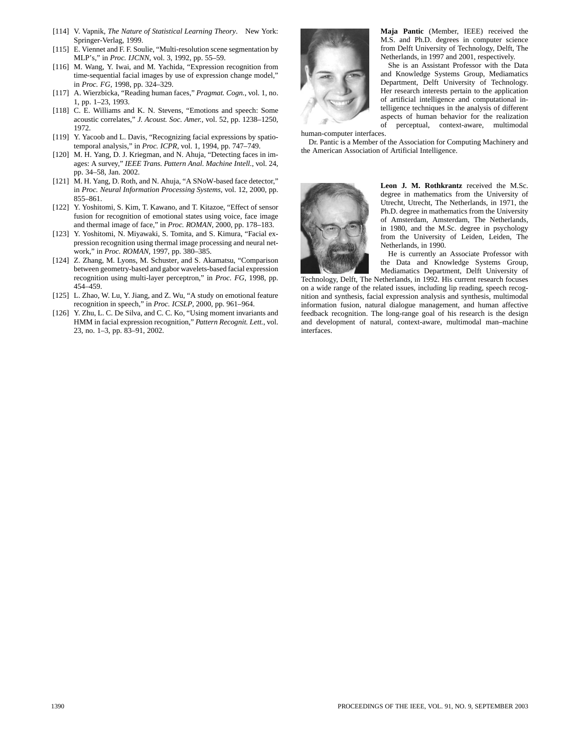[114] V. Vapnik, *The Nature of Statistical Learning Theory*. New York: Springer-Verlag, 1999.

[115] E. Viennet and F. F. Soulie, "Multi-resolution scene segmentation by MLP's," in *Proc. IJCNN*, vol. 3, 1992, pp. 55–59.

[116] M. Wang, Y. Iwai, and M. Yachida, "Expression recognition from time-sequential facial images by use of expression change model," in *Proc. FG*, 1998, pp. 324–329.

[117] A. Wierzbicka, "Reading human faces," *Pragmat. Cogn.*, vol. 1, no. 1, pp. 1–23, 1993.

[118] C. E. Williams and K. N. Stevens, "Emotions and speech: Some acoustic correlates," *J. Acoust. Soc. Amer.*, vol. 52, pp. 1238–1250, 1972.

[119] Y. Yacoob and L. Davis, "Recognizing facial expressions by spatio-temporal analysis," in *Proc. ICPR*, vol. 1, 1994, pp. 747–749.

[120] M. H. Yang, D. J. Kriegman, and N. Ahuja, "Detecting faces in images: A survey," *IEEE Trans. Pattern Anal. Machine Intell.*, vol. 24, pp. 34–58, Jan. 2002.

[121] M. H. Yang, D. Roth, and N. Ahuja, "A SNoW-based face detector," in *Proc. Neural Information Processing Systems*, vol. 12, 2000, pp. 855–861.

[122] Y. Yoshitomi, S. Kim, T. Kawano, and T. Kitazoe, "Effect of sensor fusion for recognition of emotional states using voice, face image and thermal image of face," in *Proc. ROMAN*, 2000, pp. 178–183.

[123] Y. Yoshitomi, N. Miyawaki, S. Tomita, and S. Kimura, "Facial expression recognition using thermal image processing and neural network," in *Proc. ROMAN*, 1997, pp. 380–385.

[124] Z. Zhang, M. Lyons, M. Schuster, and S. Akamatsu, "Comparison between geometry-based and gabor wavelets-based facial expression recognition using multi-layer perceptron," in *Proc. FG*, 1998, pp. 454–459.

[125] L. Zhao, W. Lu, Y. Jiang, and Z. Wu, "A study on emotional feature recognition in speech," in *Proc. ICSLP*, 2000, pp. 961–964.

[126] Y. Zhu, L. C. De Silva, and C. C. Ko, "Using moment invariants and HMM in facial expression recognition," *Pattern Recognit. Lett.*, vol. 23, no. 1–3, pp. 83–91, 2002.

**Maja Pantic** (Member, IEEE) received the M.S. and Ph.D. degrees in computer science from Delft University of Technology, Delft, The Netherlands, in 1997 and 2001, respectively.

She is an Assistant Professor with the Data and Knowledge Systems Group, Mediamatics Department, Delft University of Technology. Her research interests pertain to the application of artificial intelligence and computational intelligence techniques in the analysis of different aspects of human behavior for the realization of perceptual, context-aware, multimodal human-computer interfaces.

Dr. Pantic is a Member of the Association for Computing Machinery and the American Association of Artificial Intelligence.

**Leon J. M. Rothkrantz** received the M.Sc. degree in mathematics from the University of Utrecht, Utrecht, The Netherlands, in 1971, the Ph.D. degree in mathematics from the University of Amsterdam, Amsterdam, The Netherlands, in 1980, and the M.Sc. degree in psychology from the University of Leiden, Leiden, The Netherlands, in 1990.

He is currently an Associate Professor with the Data and Knowledge Systems Group, Mediamatics Department, Delft University of Technology, Delft, The Netherlands, in 1992. His current research focuses on a wide range of the related issues, including lip reading, speech recognition and synthesis, facial expression analysis and synthesis, multimodal information fusion, natural dialogue management, and human affective feedback recognition. The long-range goal of his research is the design and development of natural, context-aware, multimodal man–machine interfaces.